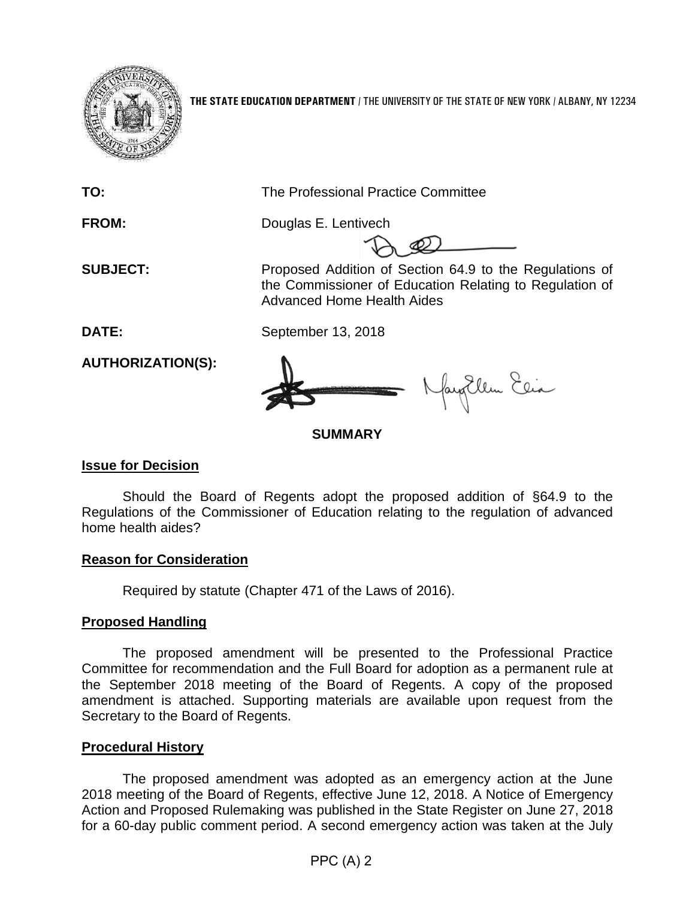**THE STATE EDUCATION DEPARTMENT** / THE UNIVERSITY OF THE STATE OF NEW YORK / ALBANY, NY 12234

| | |
|---|---|
| **TO:** | The Professional Practice Committee |
| **FROM:** | Douglas E. Lentivech |
| **SUBJECT:** | Proposed Addition of Section 64.9 to the Regulations of the Commissioner of Education Relating to Regulation of Advanced Home Health Aides |
| **DATE:** | September 13, 2018 |
| **AUTHORIZATION(S):** | |

## SUMMARY

### Issue for Decision

Should the Board of Regents adopt the proposed addition of §64.9 to the Regulations of the Commissioner of Education relating to the regulation of advanced home health aides?

### Reason for Consideration

Required by statute (Chapter 471 of the Laws of 2016).

### Proposed Handling

The proposed amendment will be presented to the Professional Practice Committee for recommendation and the Full Board for adoption as a permanent rule at the September 2018 meeting of the Board of Regents. A copy of the proposed amendment is attached. Supporting materials are available upon request from the Secretary to the Board of Regents.

### Procedural History

The proposed amendment was adopted as an emergency action at the June 2018 meeting of the Board of Regents, effective June 12, 2018. A Notice of Emergency Action and Proposed Rulemaking was published in the State Register on June 27, 2018 for a 60-day public comment period. A second emergency action was taken at the July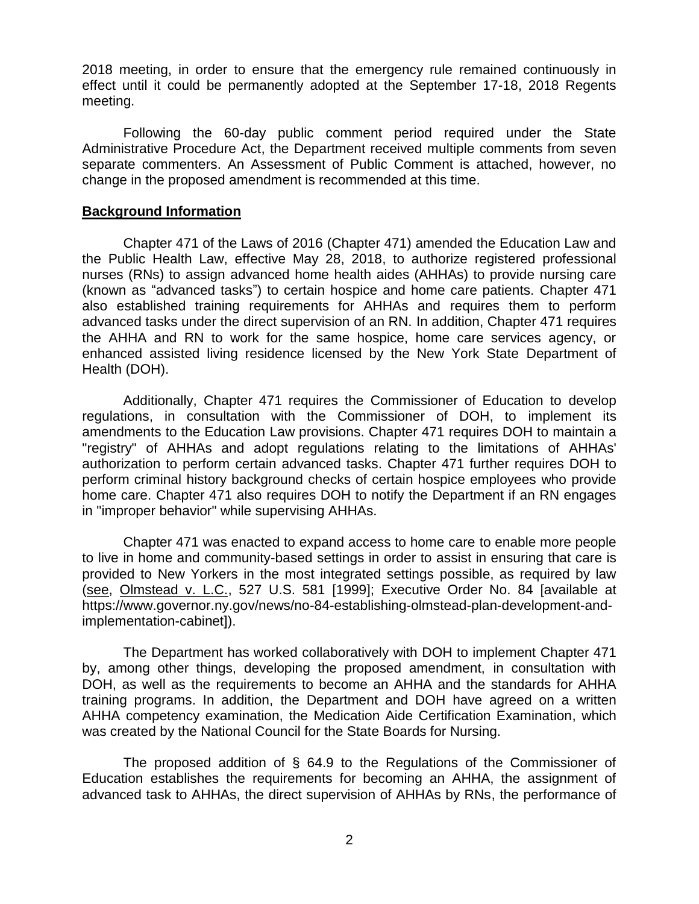2018 meeting, in order to ensure that the emergency rule remained continuously in effect until it could be permanently adopted at the September 17-18, 2018 Regents meeting.

Following the 60-day public comment period required under the State Administrative Procedure Act, the Department received multiple comments from seven separate commenters. An Assessment of Public Comment is attached, however, no change in the proposed amendment is recommended at this time.

## Background Information

Chapter 471 of the Laws of 2016 (Chapter 471) amended the Education Law and the Public Health Law, effective May 28, 2018, to authorize registered professional nurses (RNs) to assign advanced home health aides (AHHAs) to provide nursing care (known as "advanced tasks") to certain hospice and home care patients. Chapter 471 also established training requirements for AHHAs and requires them to perform advanced tasks under the direct supervision of an RN. In addition, Chapter 471 requires the AHHA and RN to work for the same hospice, home care services agency, or enhanced assisted living residence licensed by the New York State Department of Health (DOH).

Additionally, Chapter 471 requires the Commissioner of Education to develop regulations, in consultation with the Commissioner of DOH, to implement its amendments to the Education Law provisions. Chapter 471 requires DOH to maintain a "registry" of AHHAs and adopt regulations relating to the limitations of AHHAs' authorization to perform certain advanced tasks. Chapter 471 further requires DOH to perform criminal history background checks of certain hospice employees who provide home care. Chapter 471 also requires DOH to notify the Department if an RN engages in "improper behavior" while supervising AHHAs.

Chapter 471 was enacted to expand access to home care to enable more people to live in home and community-based settings in order to assist in ensuring that care is provided to New Yorkers in the most integrated settings possible, as required by law (see, Olmstead v. L.C., 527 U.S. 581 [1999]; Executive Order No. 84 [available at https://www.governor.ny.gov/news/no-84-establishing-olmstead-plan-development-and-implementation-cabinet]).

The Department has worked collaboratively with DOH to implement Chapter 471 by, among other things, developing the proposed amendment, in consultation with DOH, as well as the requirements to become an AHHA and the standards for AHHA training programs. In addition, the Department and DOH have agreed on a written AHHA competency examination, the Medication Aide Certification Examination, which was created by the National Council for the State Boards for Nursing.

The proposed addition of § 64.9 to the Regulations of the Commissioner of Education establishes the requirements for becoming an AHHA, the assignment of advanced task to AHHAs, the direct supervision of AHHAs by RNs, the performance of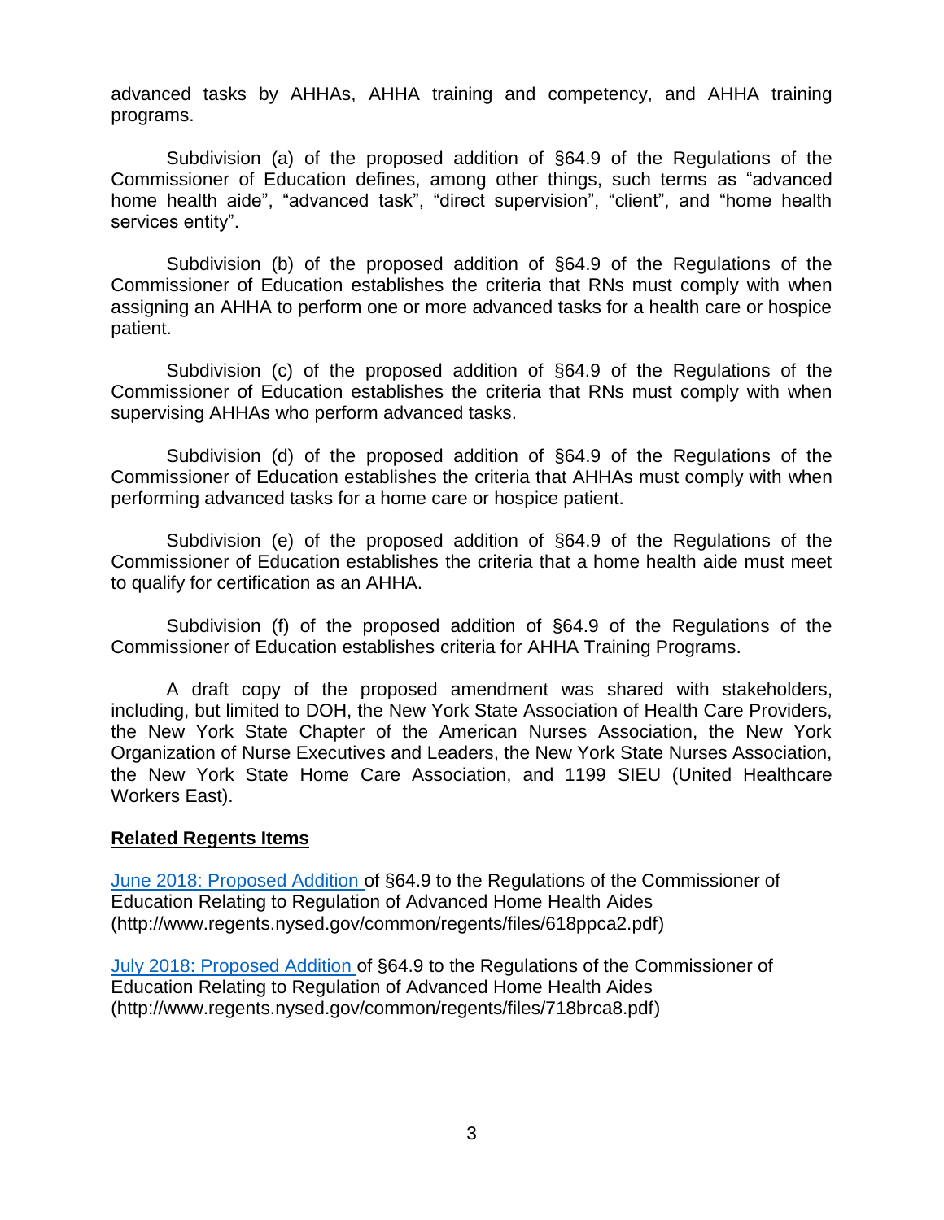advanced tasks by AHHAs, AHHA training and competency, and AHHA training programs.

Subdivision (a) of the proposed addition of §64.9 of the Regulations of the Commissioner of Education defines, among other things, such terms as "advanced home health aide", "advanced task", "direct supervision", "client", and "home health services entity".

Subdivision (b) of the proposed addition of §64.9 of the Regulations of the Commissioner of Education establishes the criteria that RNs must comply with when assigning an AHHA to perform one or more advanced tasks for a health care or hospice patient.

Subdivision (c) of the proposed addition of §64.9 of the Regulations of the Commissioner of Education establishes the criteria that RNs must comply with when supervising AHHAs who perform advanced tasks.

Subdivision (d) of the proposed addition of §64.9 of the Regulations of the Commissioner of Education establishes the criteria that AHHAs must comply with when performing advanced tasks for a home care or hospice patient.

Subdivision (e) of the proposed addition of §64.9 of the Regulations of the Commissioner of Education establishes the criteria that a home health aide must meet to qualify for certification as an AHHA.

Subdivision (f) of the proposed addition of §64.9 of the Regulations of the Commissioner of Education establishes criteria for AHHA Training Programs.

A draft copy of the proposed amendment was shared with stakeholders, including, but limited to DOH, the New York State Association of Health Care Providers, the New York State Chapter of the American Nurses Association, the New York Organization of Nurse Executives and Leaders, the New York State Nurses Association, the New York State Home Care Association, and 1199 SIEU (United Healthcare Workers East).

**Related Regents Items**

June 2018: Proposed Addition of §64.9 to the Regulations of the Commissioner of Education Relating to Regulation of Advanced Home Health Aides (http://www.regents.nysed.gov/common/regents/files/618ppca2.pdf)

July 2018: Proposed Addition of §64.9 to the Regulations of the Commissioner of Education Relating to Regulation of Advanced Home Health Aides (http://www.regents.nysed.gov/common/regents/files/718brca8.pdf)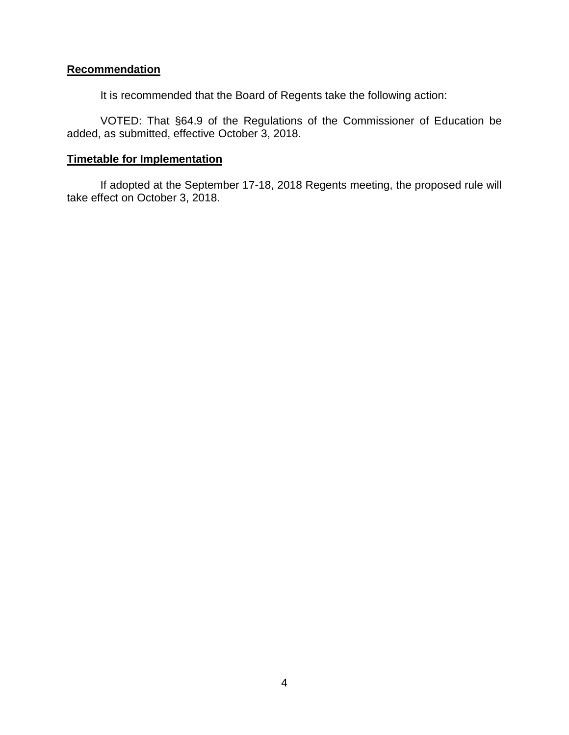**Recommendation**

It is recommended that the Board of Regents take the following action:

VOTED: That §64.9 of the Regulations of the Commissioner of Education be added, as submitted, effective October 3, 2018.

**Timetable for Implementation**

If adopted at the September 17-18, 2018 Regents meeting, the proposed rule will take effect on October 3, 2018.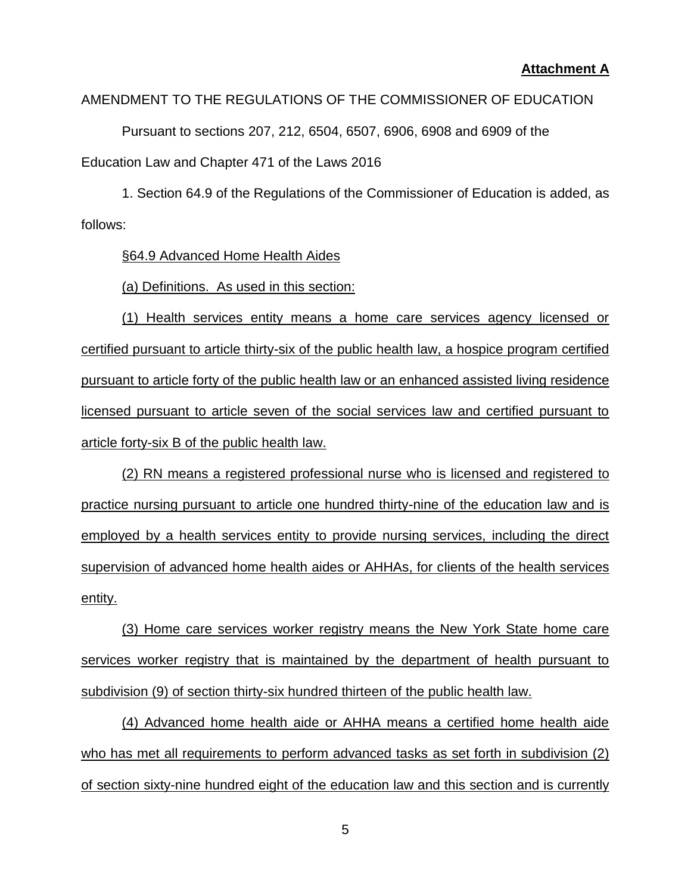**Attachment A**

AMENDMENT TO THE REGULATIONS OF THE COMMISSIONER OF EDUCATION

Pursuant to sections 207, 212, 6504, 6507, 6906, 6908 and 6909 of the Education Law and Chapter 471 of the Laws 2016

1. Section 64.9 of the Regulations of the Commissioner of Education is added, as follows:

§64.9 Advanced Home Health Aides

(a) Definitions. As used in this section:

(1) Health services entity means a home care services agency licensed or certified pursuant to article thirty-six of the public health law, a hospice program certified pursuant to article forty of the public health law or an enhanced assisted living residence licensed pursuant to article seven of the social services law and certified pursuant to article forty-six B of the public health law.

(2) RN means a registered professional nurse who is licensed and registered to practice nursing pursuant to article one hundred thirty-nine of the education law and is employed by a health services entity to provide nursing services, including the direct supervision of advanced home health aides or AHHAs, for clients of the health services entity.

(3) Home care services worker registry means the New York State home care services worker registry that is maintained by the department of health pursuant to subdivision (9) of section thirty-six hundred thirteen of the public health law.

(4) Advanced home health aide or AHHA means a certified home health aide who has met all requirements to perform advanced tasks as set forth in subdivision (2) of section sixty-nine hundred eight of the education law and this section and is currently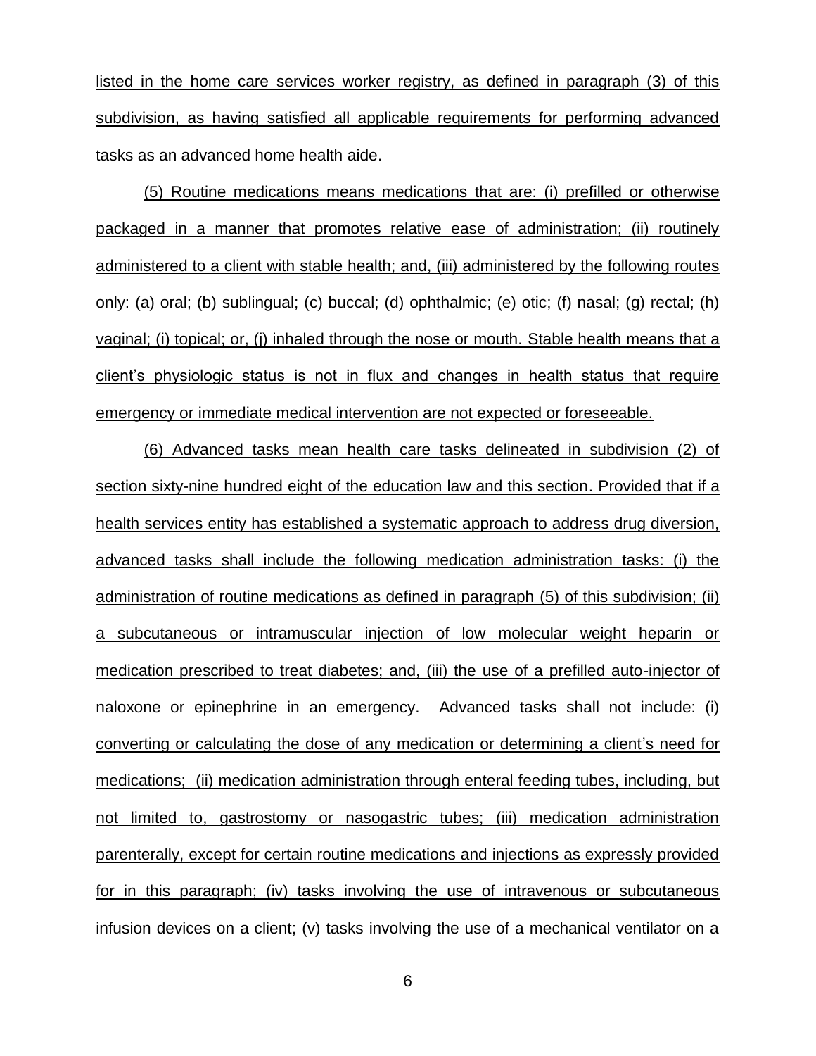listed in the home care services worker registry, as defined in paragraph (3) of this subdivision, as having satisfied all applicable requirements for performing advanced tasks as an advanced home health aide.

(5) Routine medications means medications that are: (i) prefilled or otherwise packaged in a manner that promotes relative ease of administration; (ii) routinely administered to a client with stable health; and, (iii) administered by the following routes only: (a) oral; (b) sublingual; (c) buccal; (d) ophthalmic; (e) otic; (f) nasal; (g) rectal; (h) vaginal; (i) topical; or, (j) inhaled through the nose or mouth. Stable health means that a client's physiologic status is not in flux and changes in health status that require emergency or immediate medical intervention are not expected or foreseeable.

(6) Advanced tasks mean health care tasks delineated in subdivision (2) of section sixty-nine hundred eight of the education law and this section. Provided that if a health services entity has established a systematic approach to address drug diversion, advanced tasks shall include the following medication administration tasks: (i) the administration of routine medications as defined in paragraph (5) of this subdivision; (ii) a subcutaneous or intramuscular injection of low molecular weight heparin or medication prescribed to treat diabetes; and, (iii) the use of a prefilled auto-injector of naloxone or epinephrine in an emergency. Advanced tasks shall not include: (i) converting or calculating the dose of any medication or determining a client's need for medications; (ii) medication administration through enteral feeding tubes, including, but not limited to, gastrostomy or nasogastric tubes; (iii) medication administration parenterally, except for certain routine medications and injections as expressly provided for in this paragraph; (iv) tasks involving the use of intravenous or subcutaneous infusion devices on a client; (v) tasks involving the use of a mechanical ventilator on a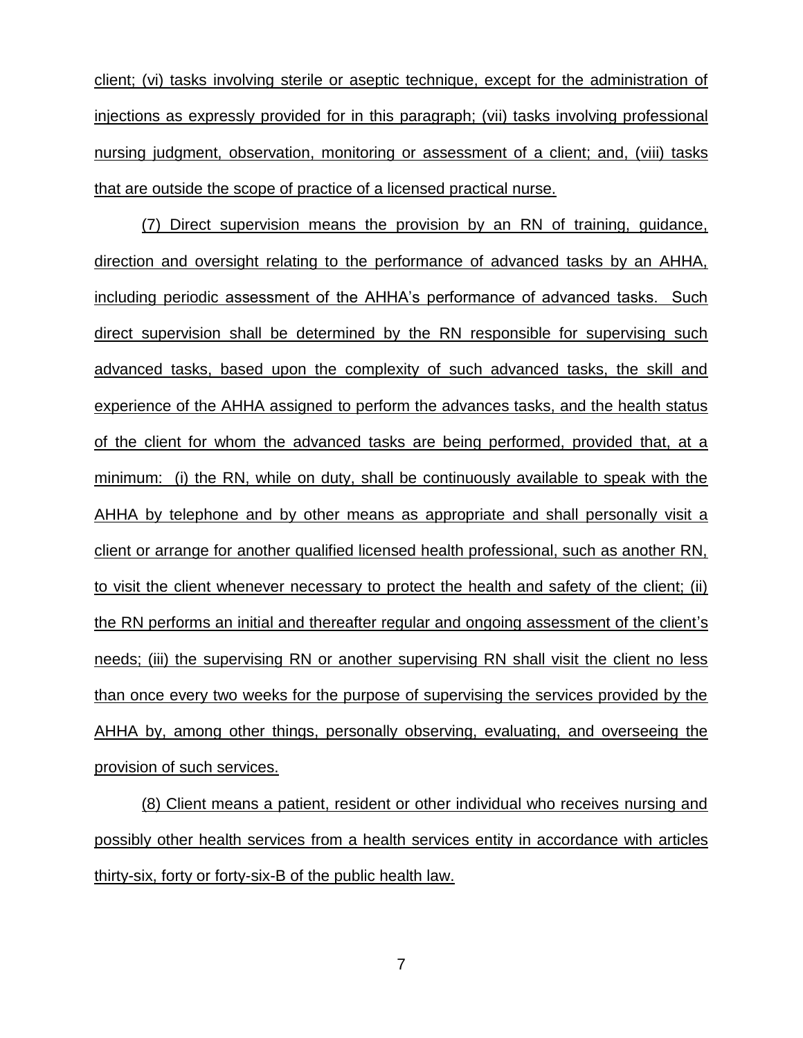client; (vi) tasks involving sterile or aseptic technique, except for the administration of injections as expressly provided for in this paragraph; (vii) tasks involving professional nursing judgment, observation, monitoring or assessment of a client; and, (viii) tasks that are outside the scope of practice of a licensed practical nurse.

(7) Direct supervision means the provision by an RN of training, guidance, direction and oversight relating to the performance of advanced tasks by an AHHA, including periodic assessment of the AHHA's performance of advanced tasks. Such direct supervision shall be determined by the RN responsible for supervising such advanced tasks, based upon the complexity of such advanced tasks, the skill and experience of the AHHA assigned to perform the advances tasks, and the health status of the client for whom the advanced tasks are being performed, provided that, at a minimum: (i) the RN, while on duty, shall be continuously available to speak with the AHHA by telephone and by other means as appropriate and shall personally visit a client or arrange for another qualified licensed health professional, such as another RN, to visit the client whenever necessary to protect the health and safety of the client; (ii) the RN performs an initial and thereafter regular and ongoing assessment of the client's needs; (iii) the supervising RN or another supervising RN shall visit the client no less than once every two weeks for the purpose of supervising the services provided by the AHHA by, among other things, personally observing, evaluating, and overseeing the provision of such services.

(8) Client means a patient, resident or other individual who receives nursing and possibly other health services from a health services entity in accordance with articles thirty-six, forty or forty-six-B of the public health law.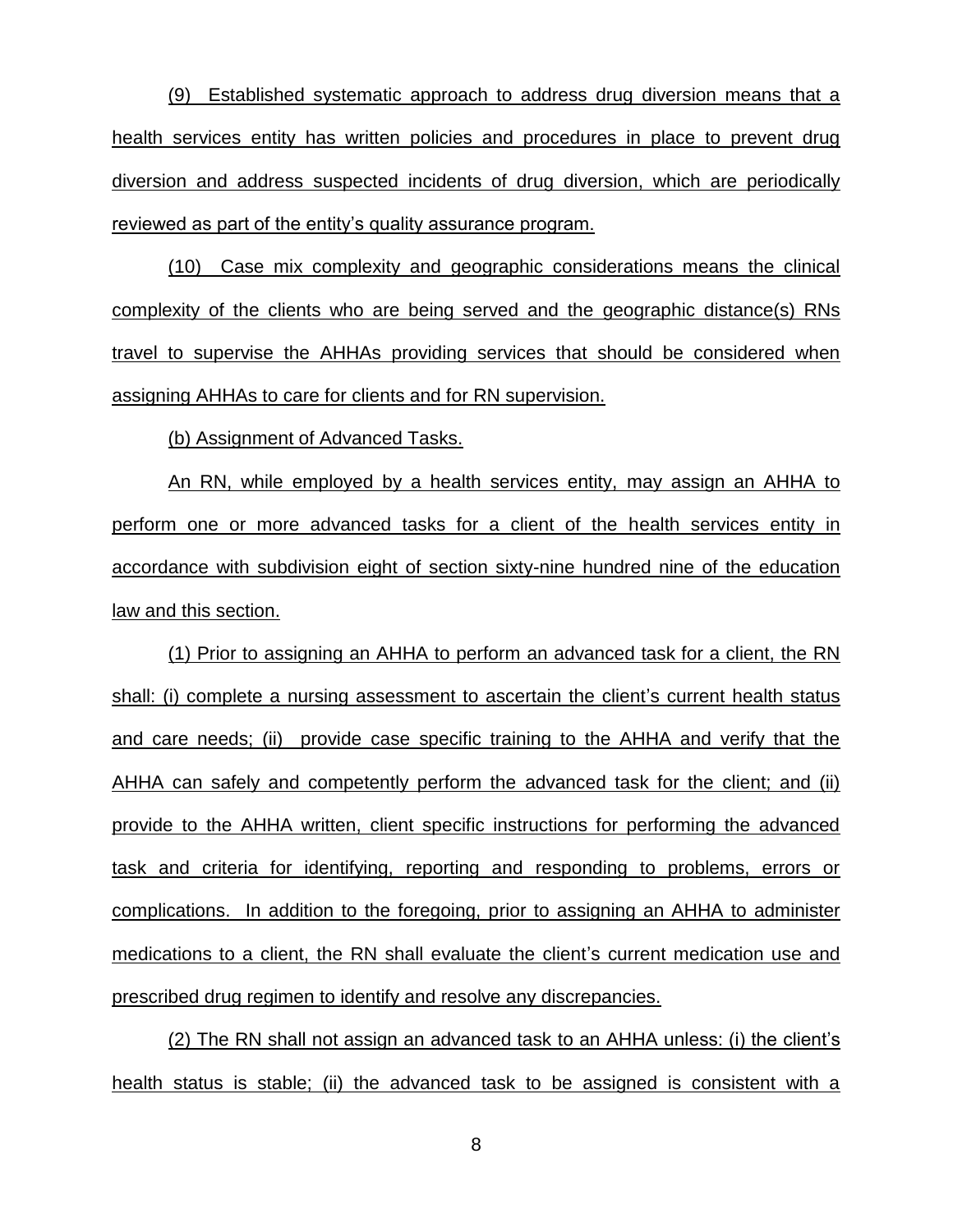(9) Established systematic approach to address drug diversion means that a health services entity has written policies and procedures in place to prevent drug diversion and address suspected incidents of drug diversion, which are periodically reviewed as part of the entity's quality assurance program.

(10) Case mix complexity and geographic considerations means the clinical complexity of the clients who are being served and the geographic distance(s) RNs travel to supervise the AHHAs providing services that should be considered when assigning AHHAs to care for clients and for RN supervision.

(b) Assignment of Advanced Tasks.

An RN, while employed by a health services entity, may assign an AHHA to perform one or more advanced tasks for a client of the health services entity in accordance with subdivision eight of section sixty-nine hundred nine of the education law and this section.

(1) Prior to assigning an AHHA to perform an advanced task for a client, the RN shall: (i) complete a nursing assessment to ascertain the client's current health status and care needs; (ii) provide case specific training to the AHHA and verify that the AHHA can safely and competently perform the advanced task for the client; and (ii) provide to the AHHA written, client specific instructions for performing the advanced task and criteria for identifying, reporting and responding to problems, errors or complications. In addition to the foregoing, prior to assigning an AHHA to administer medications to a client, the RN shall evaluate the client's current medication use and prescribed drug regimen to identify and resolve any discrepancies.

(2) The RN shall not assign an advanced task to an AHHA unless: (i) the client's health status is stable; (ii) the advanced task to be assigned is consistent with a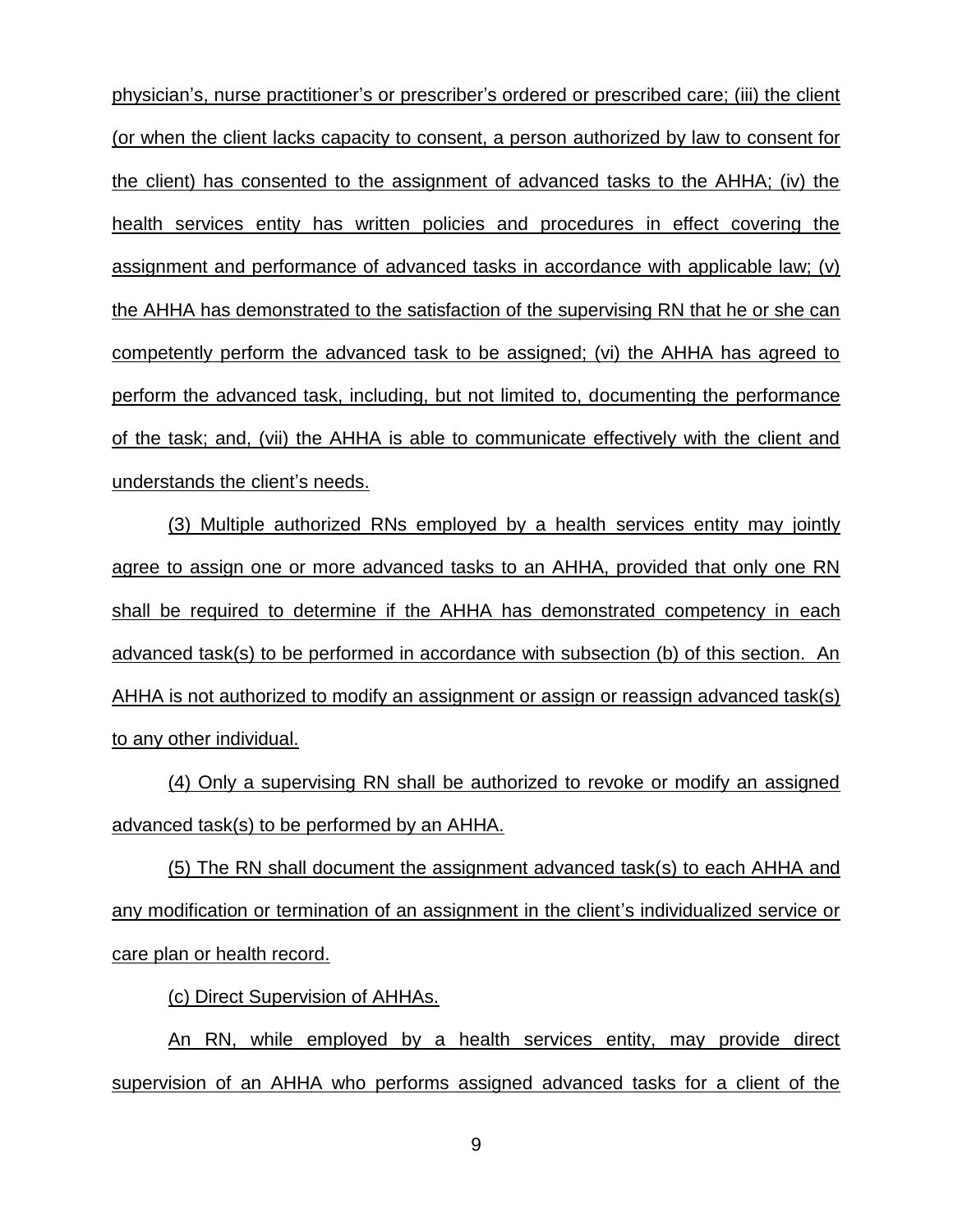physician's, nurse practitioner's or prescriber's ordered or prescribed care; (iii) the client (or when the client lacks capacity to consent, a person authorized by law to consent for the client) has consented to the assignment of advanced tasks to the AHHA; (iv) the health services entity has written policies and procedures in effect covering the assignment and performance of advanced tasks in accordance with applicable law; (v) the AHHA has demonstrated to the satisfaction of the supervising RN that he or she can competently perform the advanced task to be assigned; (vi) the AHHA has agreed to perform the advanced task, including, but not limited to, documenting the performance of the task; and, (vii) the AHHA is able to communicate effectively with the client and understands the client's needs.

(3) Multiple authorized RNs employed by a health services entity may jointly agree to assign one or more advanced tasks to an AHHA, provided that only one RN shall be required to determine if the AHHA has demonstrated competency in each advanced task(s) to be performed in accordance with subsection (b) of this section. An AHHA is not authorized to modify an assignment or assign or reassign advanced task(s) to any other individual.

(4) Only a supervising RN shall be authorized to revoke or modify an assigned advanced task(s) to be performed by an AHHA.

(5) The RN shall document the assignment advanced task(s) to each AHHA and any modification or termination of an assignment in the client's individualized service or care plan or health record.

(c) Direct Supervision of AHHAs.

An RN, while employed by a health services entity, may provide direct supervision of an AHHA who performs assigned advanced tasks for a client of the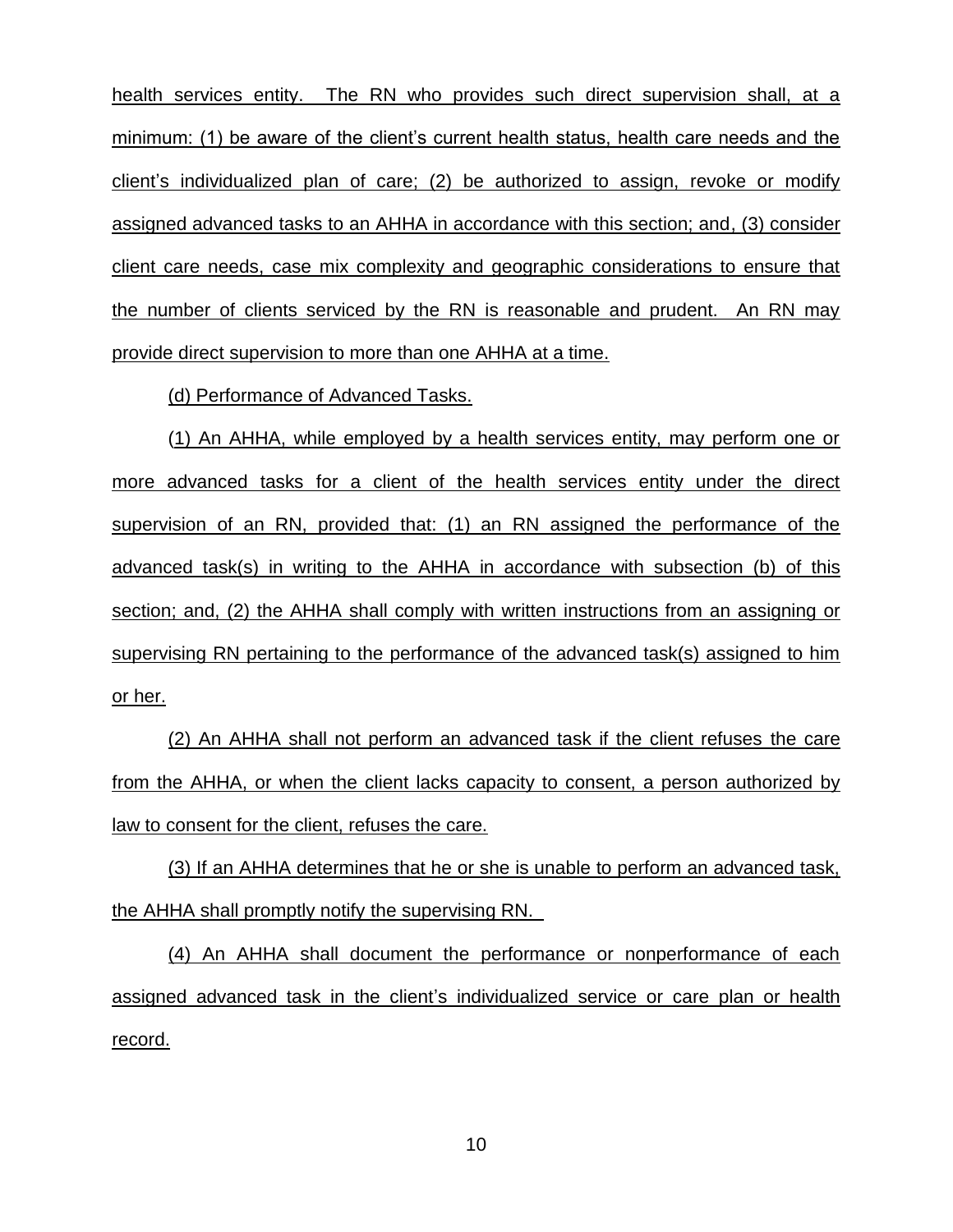health services entity. The RN who provides such direct supervision shall, at a minimum: (1) be aware of the client's current health status, health care needs and the client's individualized plan of care; (2) be authorized to assign, revoke or modify assigned advanced tasks to an AHHA in accordance with this section; and, (3) consider client care needs, case mix complexity and geographic considerations to ensure that the number of clients serviced by the RN is reasonable and prudent. An RN may provide direct supervision to more than one AHHA at a time.

(d) Performance of Advanced Tasks.

(1) An AHHA, while employed by a health services entity, may perform one or more advanced tasks for a client of the health services entity under the direct supervision of an RN, provided that: (1) an RN assigned the performance of the advanced task(s) in writing to the AHHA in accordance with subsection (b) of this section; and, (2) the AHHA shall comply with written instructions from an assigning or supervising RN pertaining to the performance of the advanced task(s) assigned to him or her.

(2) An AHHA shall not perform an advanced task if the client refuses the care from the AHHA, or when the client lacks capacity to consent, a person authorized by law to consent for the client, refuses the care.

(3) If an AHHA determines that he or she is unable to perform an advanced task, the AHHA shall promptly notify the supervising RN.

(4) An AHHA shall document the performance or nonperformance of each assigned advanced task in the client's individualized service or care plan or health record.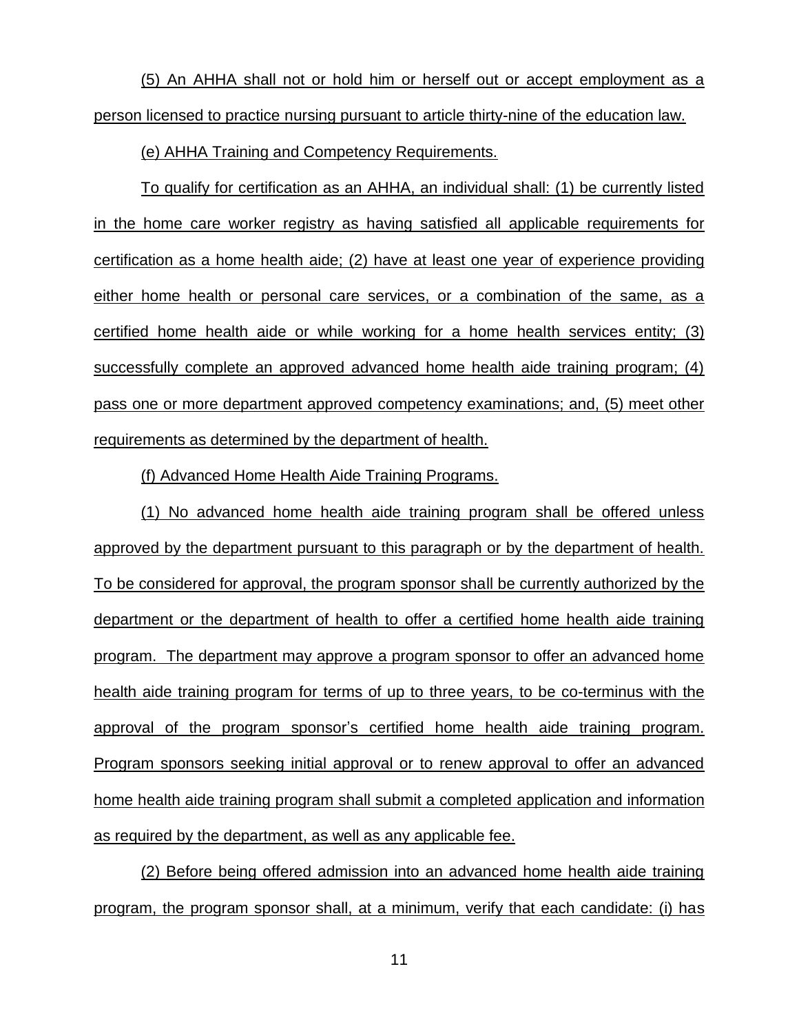(5) An AHHA shall not or hold him or herself out or accept employment as a person licensed to practice nursing pursuant to article thirty-nine of the education law.

(e) AHHA Training and Competency Requirements.

To qualify for certification as an AHHA, an individual shall: (1) be currently listed in the home care worker registry as having satisfied all applicable requirements for certification as a home health aide; (2) have at least one year of experience providing either home health or personal care services, or a combination of the same, as a certified home health aide or while working for a home health services entity; (3) successfully complete an approved advanced home health aide training program; (4) pass one or more department approved competency examinations; and, (5) meet other requirements as determined by the department of health.

(f) Advanced Home Health Aide Training Programs.

(1) No advanced home health aide training program shall be offered unless approved by the department pursuant to this paragraph or by the department of health. To be considered for approval, the program sponsor shall be currently authorized by the department or the department of health to offer a certified home health aide training program. The department may approve a program sponsor to offer an advanced home health aide training program for terms of up to three years, to be co-terminus with the approval of the program sponsor's certified home health aide training program. Program sponsors seeking initial approval or to renew approval to offer an advanced home health aide training program shall submit a completed application and information as required by the department, as well as any applicable fee.

(2) Before being offered admission into an advanced home health aide training program, the program sponsor shall, at a minimum, verify that each candidate: (i) has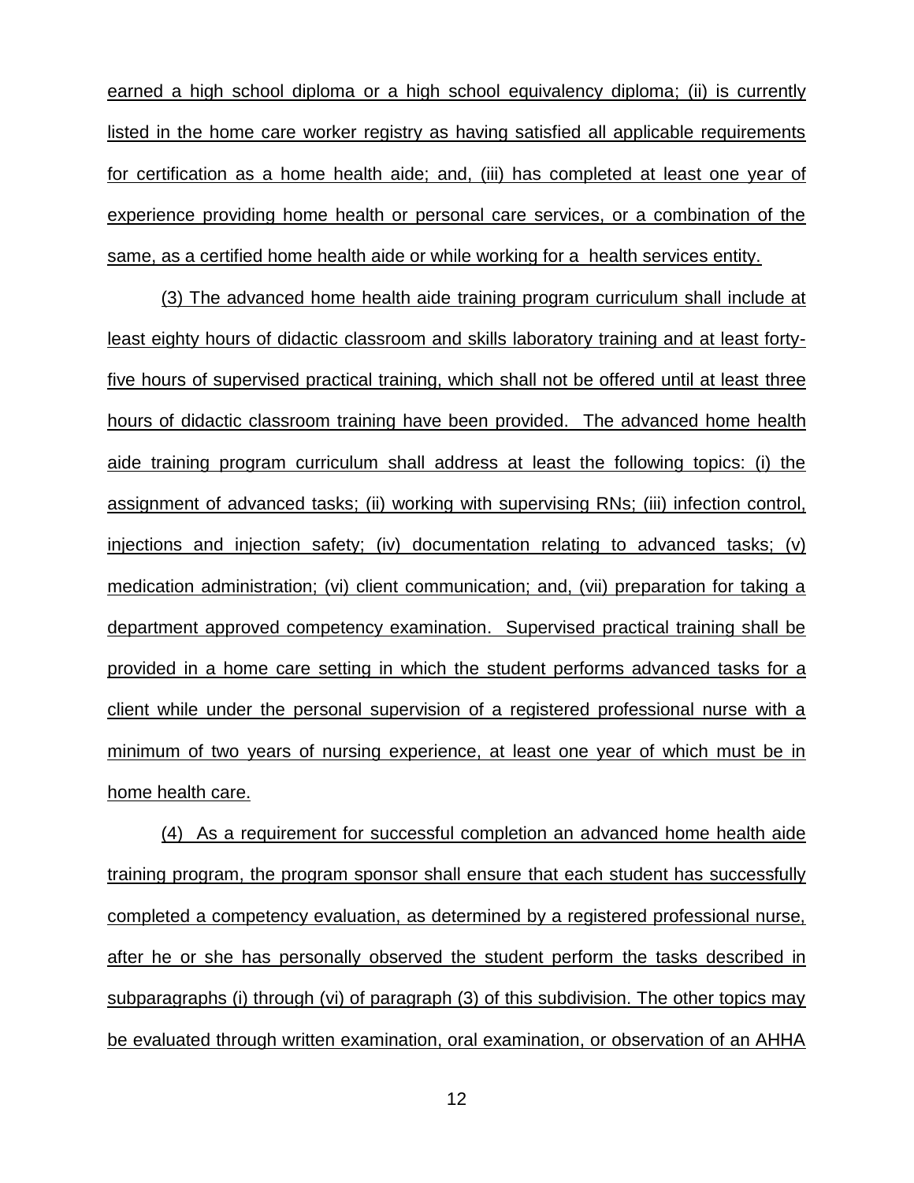earned a high school diploma or a high school equivalency diploma; (ii) is currently listed in the home care worker registry as having satisfied all applicable requirements for certification as a home health aide; and, (iii) has completed at least one year of experience providing home health or personal care services, or a combination of the same, as a certified home health aide or while working for a health services entity.

(3) The advanced home health aide training program curriculum shall include at least eighty hours of didactic classroom and skills laboratory training and at least forty-five hours of supervised practical training, which shall not be offered until at least three hours of didactic classroom training have been provided. The advanced home health aide training program curriculum shall address at least the following topics: (i) the assignment of advanced tasks; (ii) working with supervising RNs; (iii) infection control, injections and injection safety; (iv) documentation relating to advanced tasks; (v) medication administration; (vi) client communication; and, (vii) preparation for taking a department approved competency examination. Supervised practical training shall be provided in a home care setting in which the student performs advanced tasks for a client while under the personal supervision of a registered professional nurse with a minimum of two years of nursing experience, at least one year of which must be in home health care.

(4) As a requirement for successful completion an advanced home health aide training program, the program sponsor shall ensure that each student has successfully completed a competency evaluation, as determined by a registered professional nurse, after he or she has personally observed the student perform the tasks described in subparagraphs (i) through (vi) of paragraph (3) of this subdivision. The other topics may be evaluated through written examination, oral examination, or observation of an AHHA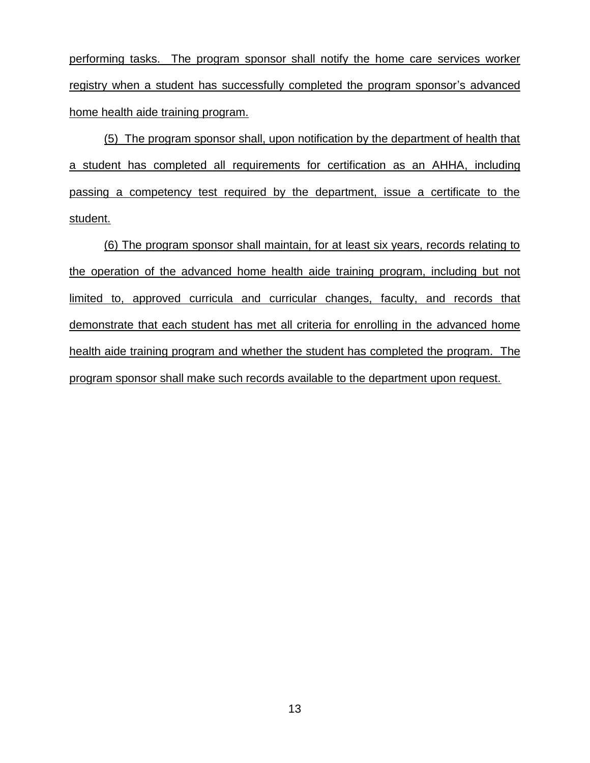performing tasks. The program sponsor shall notify the home care services worker registry when a student has successfully completed the program sponsor's advanced home health aide training program.

(5) The program sponsor shall, upon notification by the department of health that a student has completed all requirements for certification as an AHHA, including passing a competency test required by the department, issue a certificate to the student.

(6) The program sponsor shall maintain, for at least six years, records relating to the operation of the advanced home health aide training program, including but not limited to, approved curricula and curricular changes, faculty, and records that demonstrate that each student has met all criteria for enrolling in the advanced home health aide training program and whether the student has completed the program. The program sponsor shall make such records available to the department upon request.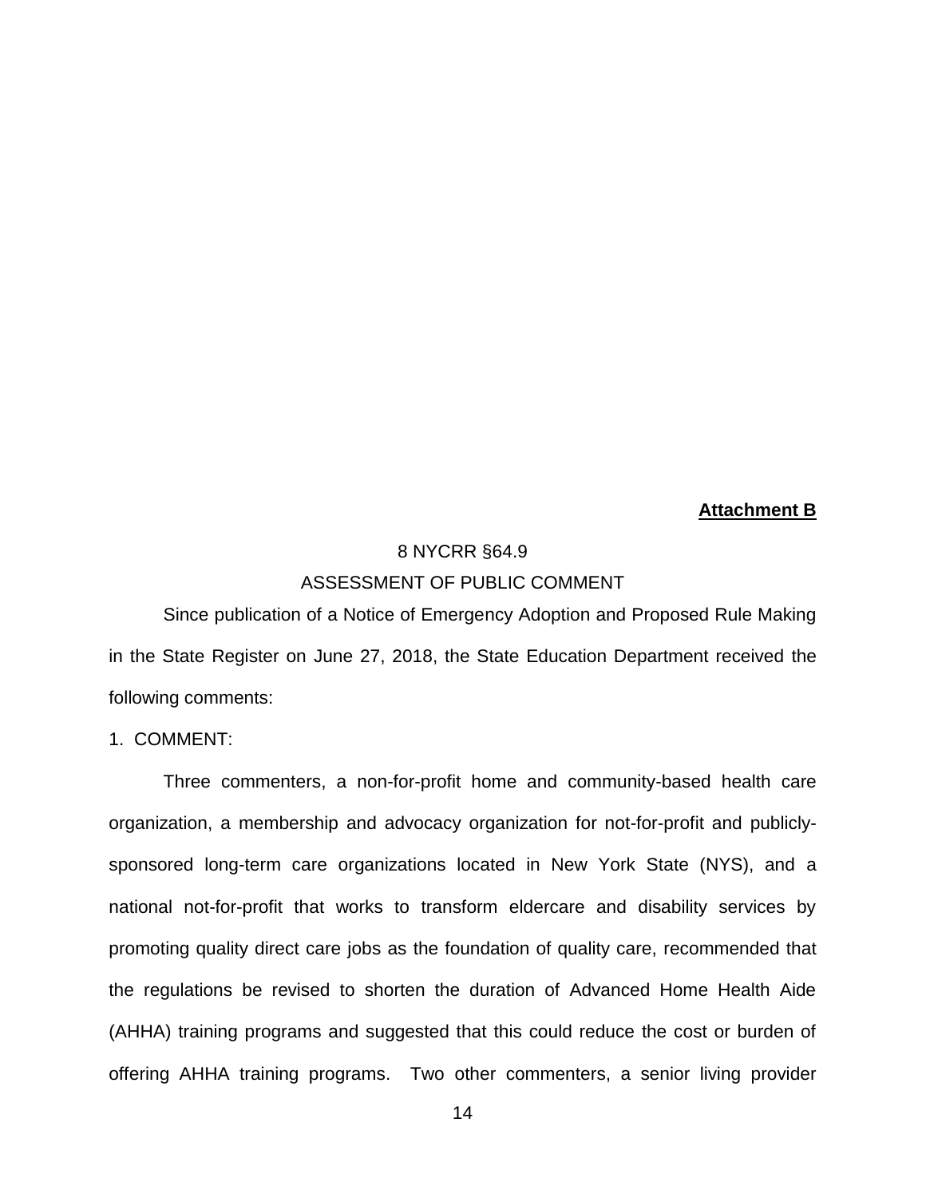**Attachment B**

8 NYCRR §64.9

ASSESSMENT OF PUBLIC COMMENT

Since publication of a Notice of Emergency Adoption and Proposed Rule Making in the State Register on June 27, 2018, the State Education Department received the following comments:

1. COMMENT:

Three commenters, a non-for-profit home and community-based health care organization, a membership and advocacy organization for not-for-profit and publicly-sponsored long-term care organizations located in New York State (NYS), and a national not-for-profit that works to transform eldercare and disability services by promoting quality direct care jobs as the foundation of quality care, recommended that the regulations be revised to shorten the duration of Advanced Home Health Aide (AHHA) training programs and suggested that this could reduce the cost or burden of offering AHHA training programs. Two other commenters, a senior living provider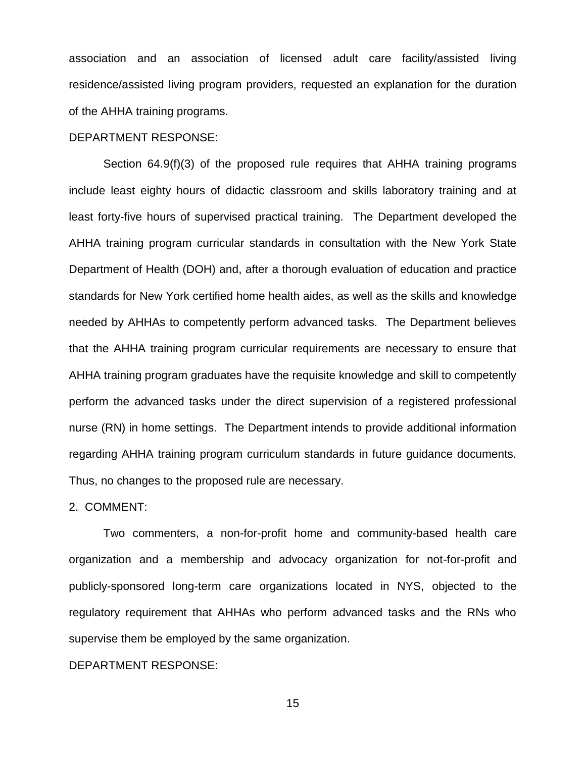association and an association of licensed adult care facility/assisted living residence/assisted living program providers, requested an explanation for the duration of the AHHA training programs.

DEPARTMENT RESPONSE:

Section 64.9(f)(3) of the proposed rule requires that AHHA training programs include least eighty hours of didactic classroom and skills laboratory training and at least forty-five hours of supervised practical training. The Department developed the AHHA training program curricular standards in consultation with the New York State Department of Health (DOH) and, after a thorough evaluation of education and practice standards for New York certified home health aides, as well as the skills and knowledge needed by AHHAs to competently perform advanced tasks. The Department believes that the AHHA training program curricular requirements are necessary to ensure that AHHA training program graduates have the requisite knowledge and skill to competently perform the advanced tasks under the direct supervision of a registered professional nurse (RN) in home settings. The Department intends to provide additional information regarding AHHA training program curriculum standards in future guidance documents. Thus, no changes to the proposed rule are necessary.

2. COMMENT:

Two commenters, a non-for-profit home and community-based health care organization and a membership and advocacy organization for not-for-profit and publicly-sponsored long-term care organizations located in NYS, objected to the regulatory requirement that AHHAs who perform advanced tasks and the RNs who supervise them be employed by the same organization.

DEPARTMENT RESPONSE: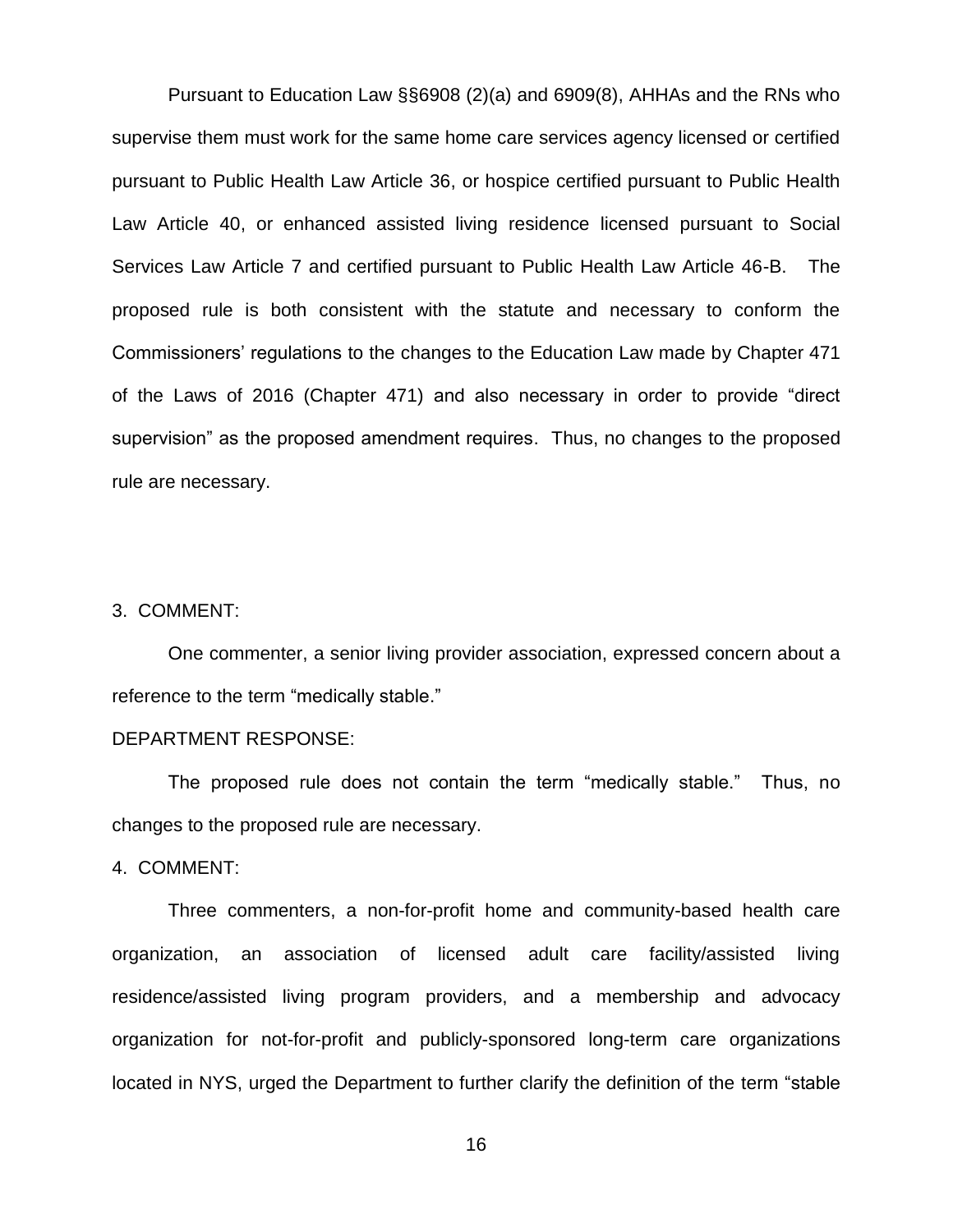Pursuant to Education Law §§6908 (2)(a) and 6909(8), AHHAs and the RNs who supervise them must work for the same home care services agency licensed or certified pursuant to Public Health Law Article 36, or hospice certified pursuant to Public Health Law Article 40, or enhanced assisted living residence licensed pursuant to Social Services Law Article 7 and certified pursuant to Public Health Law Article 46-B. The proposed rule is both consistent with the statute and necessary to conform the Commissioners' regulations to the changes to the Education Law made by Chapter 471 of the Laws of 2016 (Chapter 471) and also necessary in order to provide "direct supervision" as the proposed amendment requires. Thus, no changes to the proposed rule are necessary.

3. COMMENT:

One commenter, a senior living provider association, expressed concern about a reference to the term "medically stable."

DEPARTMENT RESPONSE:

The proposed rule does not contain the term "medically stable." Thus, no changes to the proposed rule are necessary.

4. COMMENT:

Three commenters, a non-for-profit home and community-based health care organization, an association of licensed adult care facility/assisted living residence/assisted living program providers, and a membership and advocacy organization for not-for-profit and publicly-sponsored long-term care organizations located in NYS, urged the Department to further clarify the definition of the term "stable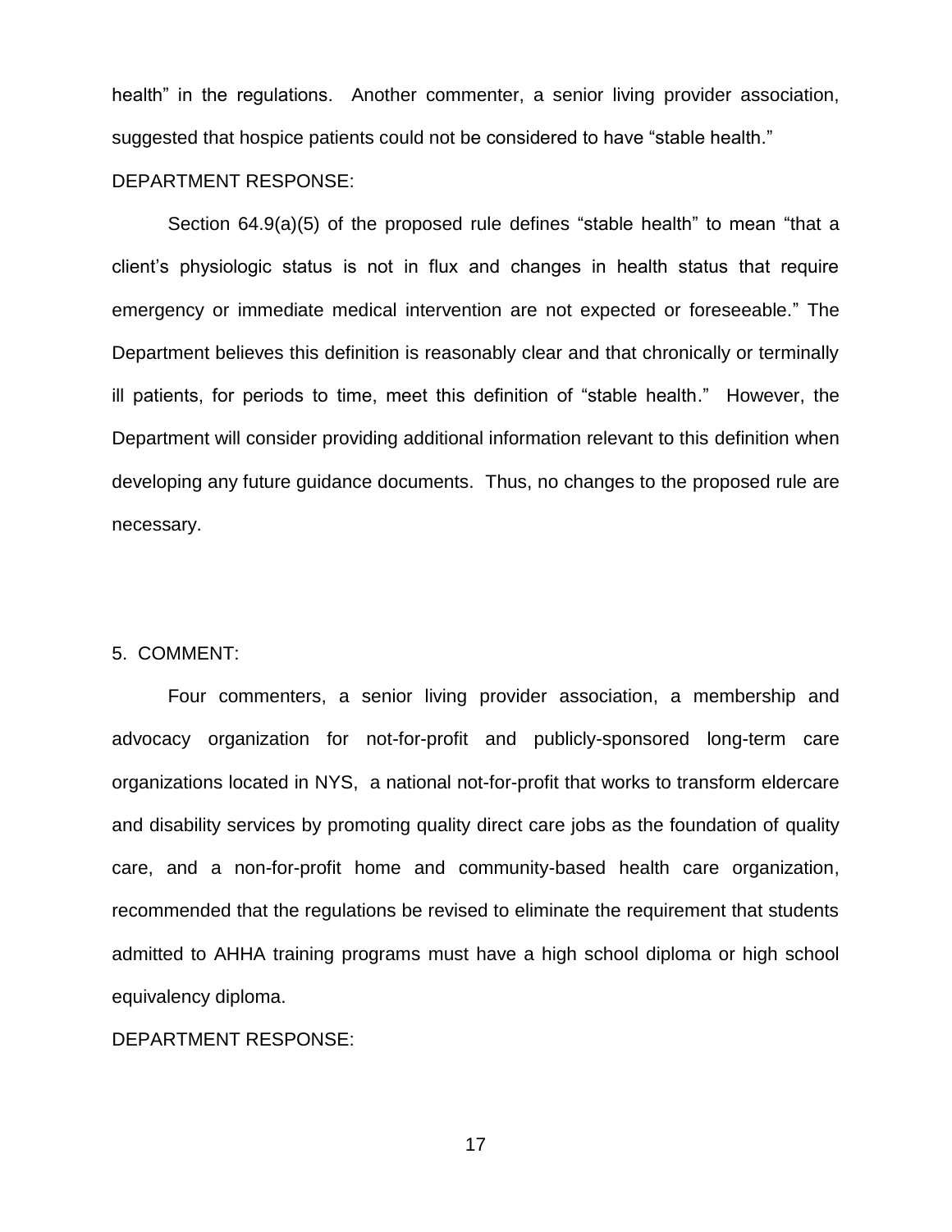health" in the regulations. Another commenter, a senior living provider association, suggested that hospice patients could not be considered to have "stable health."

DEPARTMENT RESPONSE:

Section 64.9(a)(5) of the proposed rule defines "stable health" to mean "that a client's physiologic status is not in flux and changes in health status that require emergency or immediate medical intervention are not expected or foreseeable." The Department believes this definition is reasonably clear and that chronically or terminally ill patients, for periods to time, meet this definition of "stable health." However, the Department will consider providing additional information relevant to this definition when developing any future guidance documents. Thus, no changes to the proposed rule are necessary.

5. COMMENT:

Four commenters, a senior living provider association, a membership and advocacy organization for not-for-profit and publicly-sponsored long-term care organizations located in NYS, a national not-for-profit that works to transform eldercare and disability services by promoting quality direct care jobs as the foundation of quality care, and a non-for-profit home and community-based health care organization, recommended that the regulations be revised to eliminate the requirement that students admitted to AHHA training programs must have a high school diploma or high school equivalency diploma.

DEPARTMENT RESPONSE: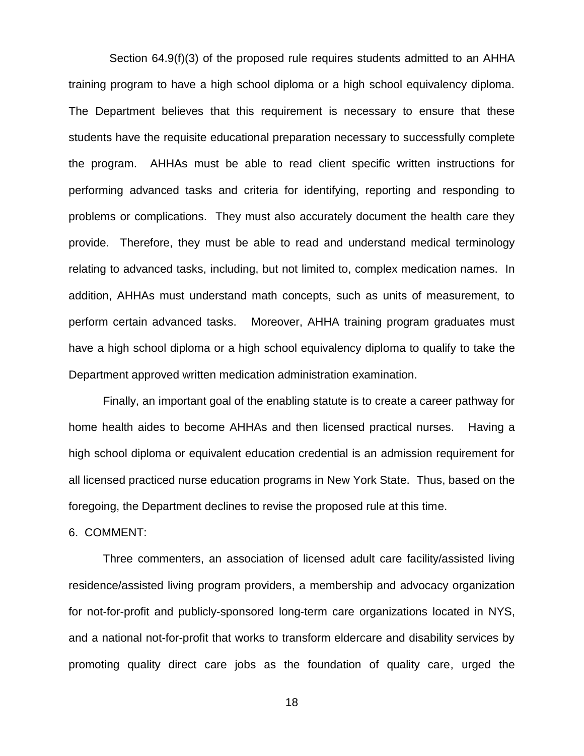Section 64.9(f)(3) of the proposed rule requires students admitted to an AHHA training program to have a high school diploma or a high school equivalency diploma. The Department believes that this requirement is necessary to ensure that these students have the requisite educational preparation necessary to successfully complete the program. AHHAs must be able to read client specific written instructions for performing advanced tasks and criteria for identifying, reporting and responding to problems or complications. They must also accurately document the health care they provide. Therefore, they must be able to read and understand medical terminology relating to advanced tasks, including, but not limited to, complex medication names. In addition, AHHAs must understand math concepts, such as units of measurement, to perform certain advanced tasks. Moreover, AHHA training program graduates must have a high school diploma or a high school equivalency diploma to qualify to take the Department approved written medication administration examination.

Finally, an important goal of the enabling statute is to create a career pathway for home health aides to become AHHAs and then licensed practical nurses. Having a high school diploma or equivalent education credential is an admission requirement for all licensed practiced nurse education programs in New York State. Thus, based on the foregoing, the Department declines to revise the proposed rule at this time.

6. COMMENT:

Three commenters, an association of licensed adult care facility/assisted living residence/assisted living program providers, a membership and advocacy organization for not-for-profit and publicly-sponsored long-term care organizations located in NYS, and a national not-for-profit that works to transform eldercare and disability services by promoting quality direct care jobs as the foundation of quality care, urged the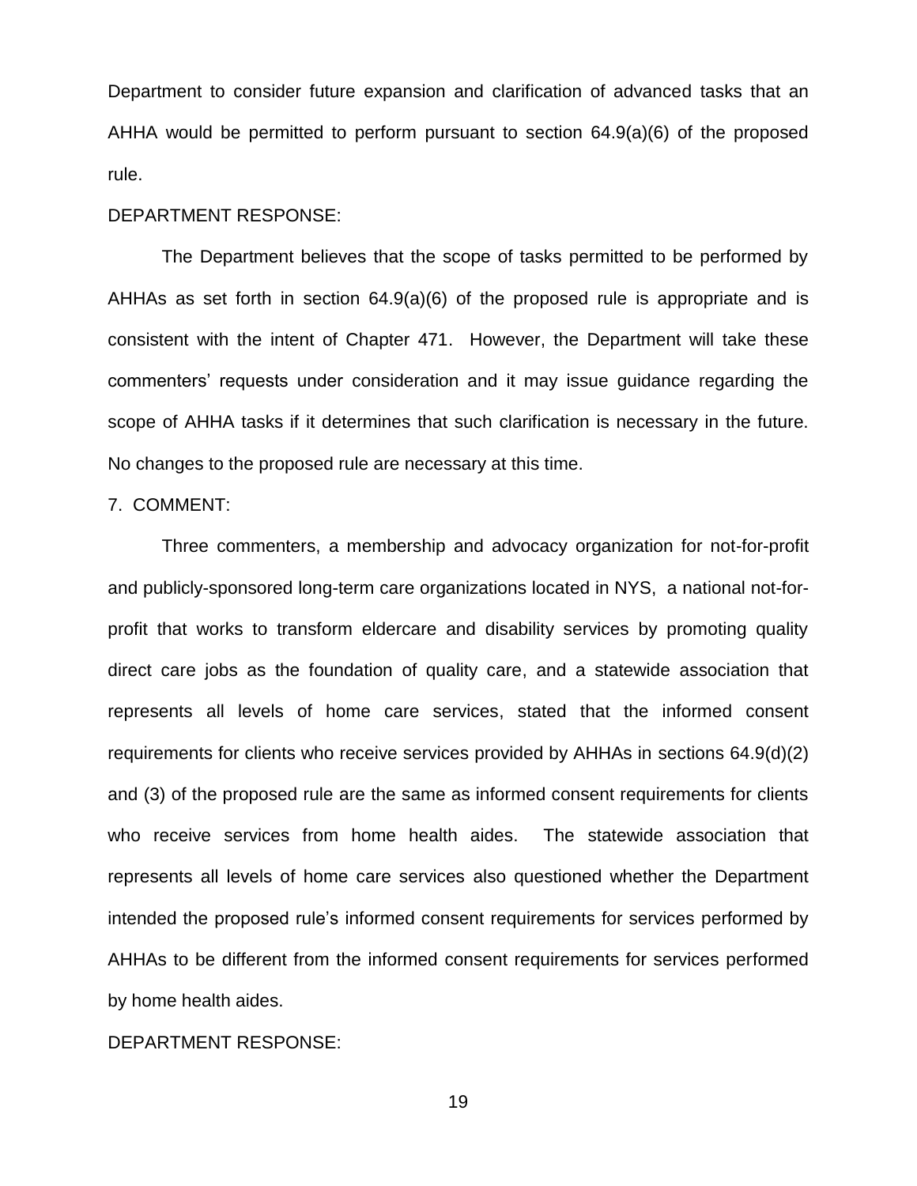Department to consider future expansion and clarification of advanced tasks that an AHHA would be permitted to perform pursuant to section 64.9(a)(6) of the proposed rule.

DEPARTMENT RESPONSE:

The Department believes that the scope of tasks permitted to be performed by AHHAs as set forth in section 64.9(a)(6) of the proposed rule is appropriate and is consistent with the intent of Chapter 471. However, the Department will take these commenters' requests under consideration and it may issue guidance regarding the scope of AHHA tasks if it determines that such clarification is necessary in the future. No changes to the proposed rule are necessary at this time.

7. COMMENT:

Three commenters, a membership and advocacy organization for not-for-profit and publicly-sponsored long-term care organizations located in NYS, a national not-for-profit that works to transform eldercare and disability services by promoting quality direct care jobs as the foundation of quality care, and a statewide association that represents all levels of home care services, stated that the informed consent requirements for clients who receive services provided by AHHAs in sections 64.9(d)(2) and (3) of the proposed rule are the same as informed consent requirements for clients who receive services from home health aides. The statewide association that represents all levels of home care services also questioned whether the Department intended the proposed rule's informed consent requirements for services performed by AHHAs to be different from the informed consent requirements for services performed by home health aides.

DEPARTMENT RESPONSE: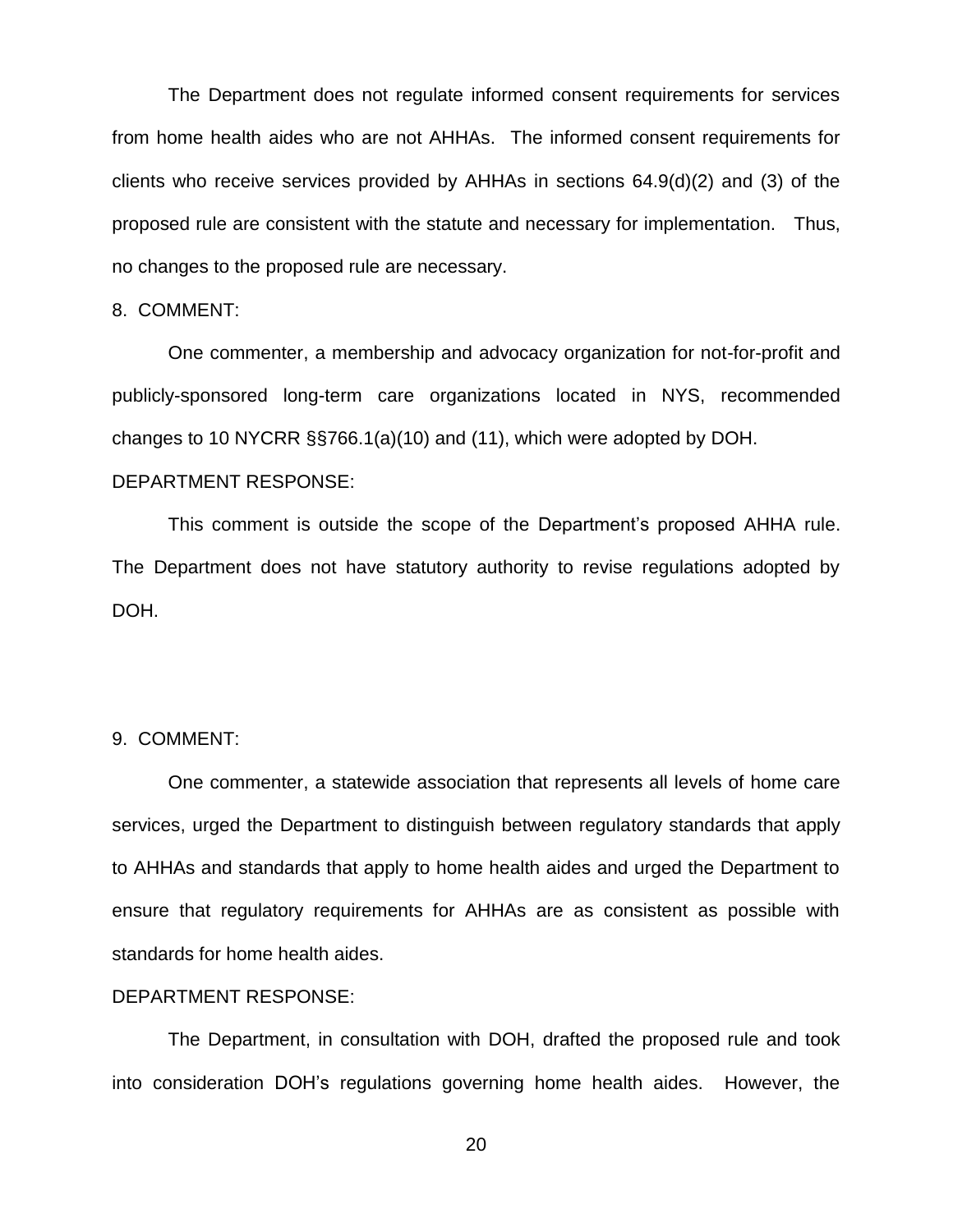The Department does not regulate informed consent requirements for services from home health aides who are not AHHAs. The informed consent requirements for clients who receive services provided by AHHAs in sections 64.9(d)(2) and (3) of the proposed rule are consistent with the statute and necessary for implementation. Thus, no changes to the proposed rule are necessary.

8. COMMENT:

One commenter, a membership and advocacy organization for not-for-profit and publicly-sponsored long-term care organizations located in NYS, recommended changes to 10 NYCRR §§766.1(a)(10) and (11), which were adopted by DOH.

DEPARTMENT RESPONSE:

This comment is outside the scope of the Department's proposed AHHA rule. The Department does not have statutory authority to revise regulations adopted by DOH.

9. COMMENT:

One commenter, a statewide association that represents all levels of home care services, urged the Department to distinguish between regulatory standards that apply to AHHAs and standards that apply to home health aides and urged the Department to ensure that regulatory requirements for AHHAs are as consistent as possible with standards for home health aides.

DEPARTMENT RESPONSE:

The Department, in consultation with DOH, drafted the proposed rule and took into consideration DOH's regulations governing home health aides. However, the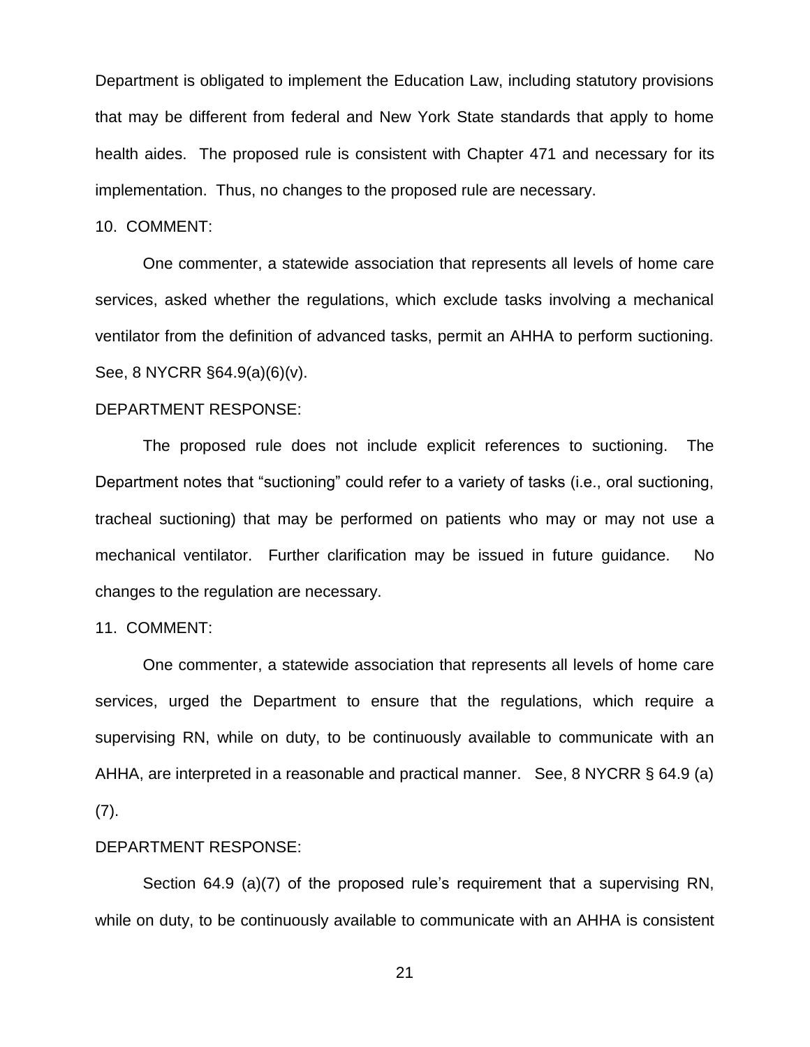Department is obligated to implement the Education Law, including statutory provisions that may be different from federal and New York State standards that apply to home health aides. The proposed rule is consistent with Chapter 471 and necessary for its implementation. Thus, no changes to the proposed rule are necessary.

10. COMMENT:

One commenter, a statewide association that represents all levels of home care services, asked whether the regulations, which exclude tasks involving a mechanical ventilator from the definition of advanced tasks, permit an AHHA to perform suctioning. See, 8 NYCRR §64.9(a)(6)(v).

DEPARTMENT RESPONSE:

The proposed rule does not include explicit references to suctioning. The Department notes that "suctioning" could refer to a variety of tasks (i.e., oral suctioning, tracheal suctioning) that may be performed on patients who may or may not use a mechanical ventilator. Further clarification may be issued in future guidance. No changes to the regulation are necessary.

11. COMMENT:

One commenter, a statewide association that represents all levels of home care services, urged the Department to ensure that the regulations, which require a supervising RN, while on duty, to be continuously available to communicate with an AHHA, are interpreted in a reasonable and practical manner. See, 8 NYCRR § 64.9 (a)(7).

DEPARTMENT RESPONSE:

Section 64.9 (a)(7) of the proposed rule's requirement that a supervising RN, while on duty, to be continuously available to communicate with an AHHA is consistent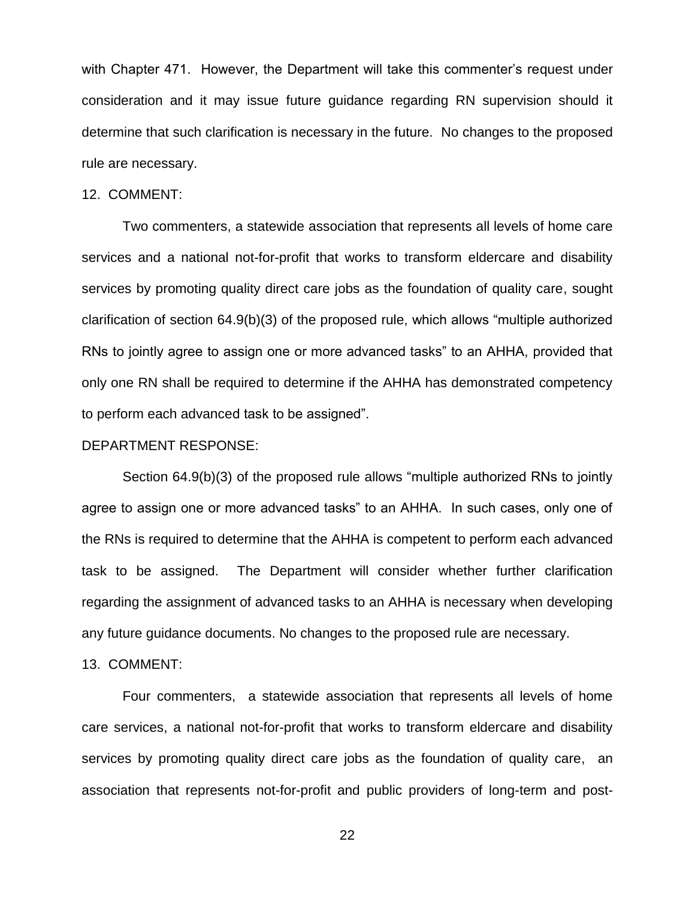with Chapter 471. However, the Department will take this commenter's request under consideration and it may issue future guidance regarding RN supervision should it determine that such clarification is necessary in the future. No changes to the proposed rule are necessary.

12. COMMENT:

Two commenters, a statewide association that represents all levels of home care services and a national not-for-profit that works to transform eldercare and disability services by promoting quality direct care jobs as the foundation of quality care, sought clarification of section 64.9(b)(3) of the proposed rule, which allows "multiple authorized RNs to jointly agree to assign one or more advanced tasks" to an AHHA, provided that only one RN shall be required to determine if the AHHA has demonstrated competency to perform each advanced task to be assigned".

DEPARTMENT RESPONSE:

Section 64.9(b)(3) of the proposed rule allows "multiple authorized RNs to jointly agree to assign one or more advanced tasks" to an AHHA. In such cases, only one of the RNs is required to determine that the AHHA is competent to perform each advanced task to be assigned. The Department will consider whether further clarification regarding the assignment of advanced tasks to an AHHA is necessary when developing any future guidance documents. No changes to the proposed rule are necessary.

13. COMMENT:

Four commenters, a statewide association that represents all levels of home care services, a national not-for-profit that works to transform eldercare and disability services by promoting quality direct care jobs as the foundation of quality care, an association that represents not-for-profit and public providers of long-term and post-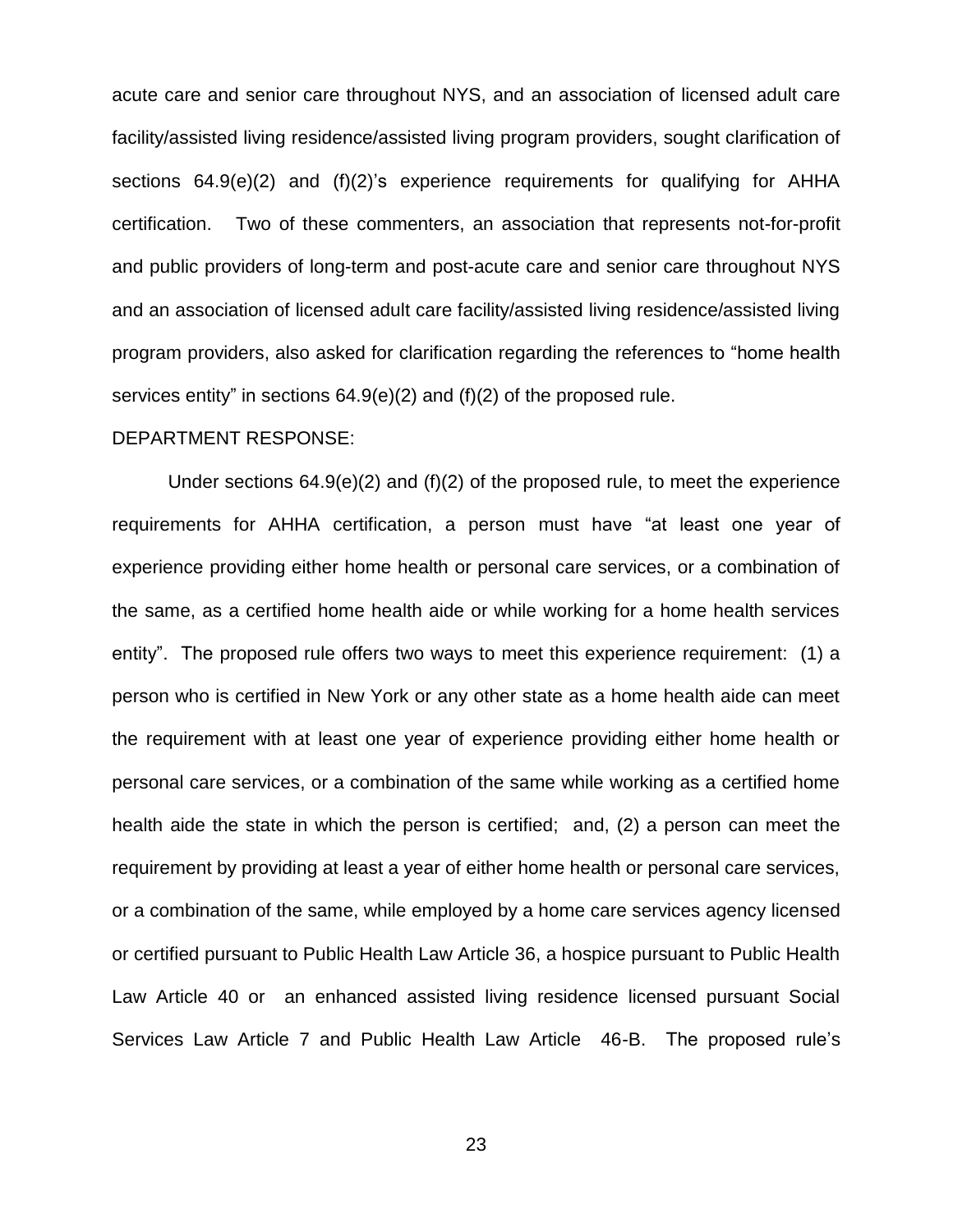acute care and senior care throughout NYS, and an association of licensed adult care facility/assisted living residence/assisted living program providers, sought clarification of sections 64.9(e)(2) and (f)(2)'s experience requirements for qualifying for AHHA certification. Two of these commenters, an association that represents not-for-profit and public providers of long-term and post-acute care and senior care throughout NYS and an association of licensed adult care facility/assisted living residence/assisted living program providers, also asked for clarification regarding the references to "home health services entity" in sections 64.9(e)(2) and (f)(2) of the proposed rule.

DEPARTMENT RESPONSE:

Under sections 64.9(e)(2) and (f)(2) of the proposed rule, to meet the experience requirements for AHHA certification, a person must have "at least one year of experience providing either home health or personal care services, or a combination of the same, as a certified home health aide or while working for a home health services entity". The proposed rule offers two ways to meet this experience requirement: (1) a person who is certified in New York or any other state as a home health aide can meet the requirement with at least one year of experience providing either home health or personal care services, or a combination of the same while working as a certified home health aide the state in which the person is certified; and, (2) a person can meet the requirement by providing at least a year of either home health or personal care services, or a combination of the same, while employed by a home care services agency licensed or certified pursuant to Public Health Law Article 36, a hospice pursuant to Public Health Law Article 40 or an enhanced assisted living residence licensed pursuant Social Services Law Article 7 and Public Health Law Article 46-B. The proposed rule's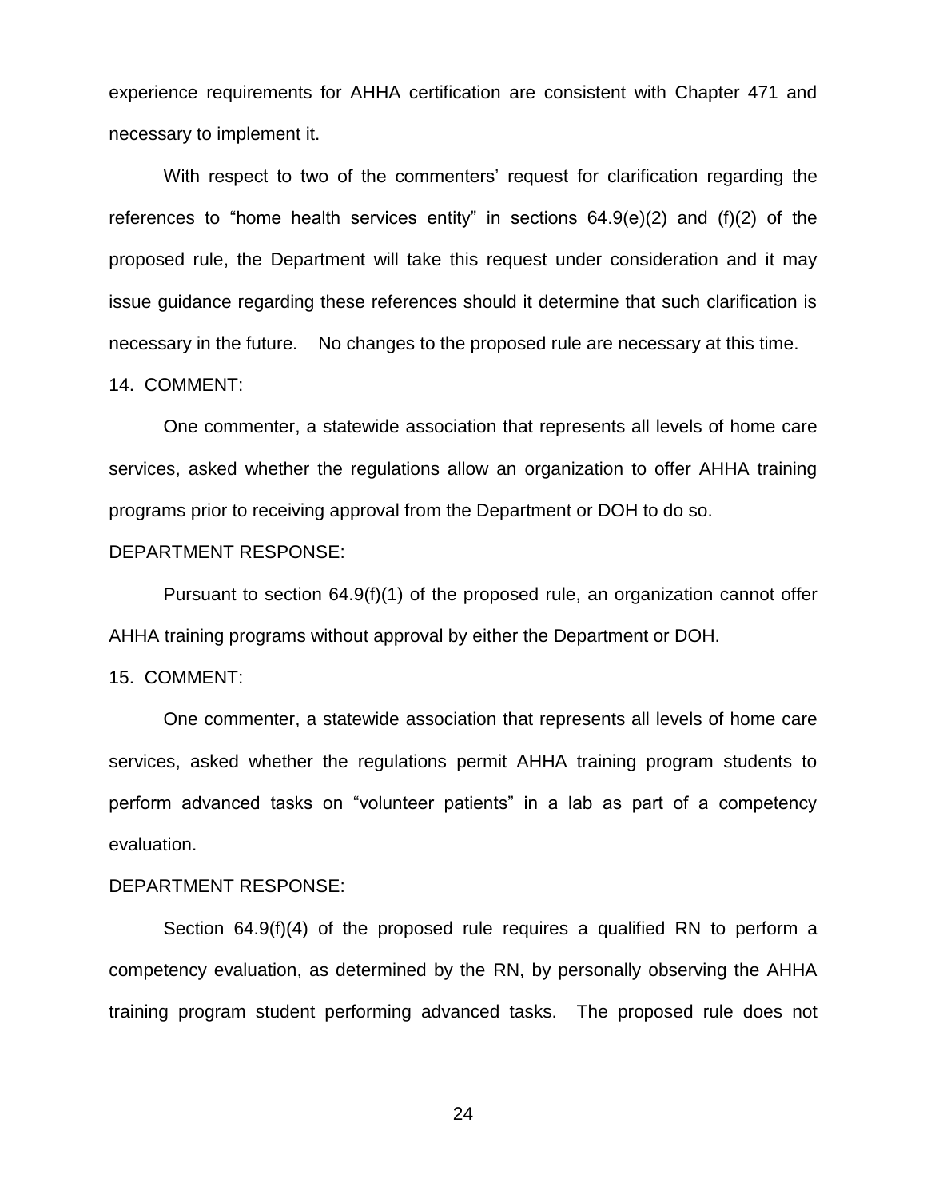experience requirements for AHHA certification are consistent with Chapter 471 and necessary to implement it.

With respect to two of the commenters' request for clarification regarding the references to "home health services entity" in sections 64.9(e)(2) and (f)(2) of the proposed rule, the Department will take this request under consideration and it may issue guidance regarding these references should it determine that such clarification is necessary in the future. No changes to the proposed rule are necessary at this time.

14. COMMENT:

One commenter, a statewide association that represents all levels of home care services, asked whether the regulations allow an organization to offer AHHA training programs prior to receiving approval from the Department or DOH to do so.

DEPARTMENT RESPONSE:

Pursuant to section 64.9(f)(1) of the proposed rule, an organization cannot offer AHHA training programs without approval by either the Department or DOH.

15. COMMENT:

One commenter, a statewide association that represents all levels of home care services, asked whether the regulations permit AHHA training program students to perform advanced tasks on "volunteer patients" in a lab as part of a competency evaluation.

DEPARTMENT RESPONSE:

Section 64.9(f)(4) of the proposed rule requires a qualified RN to perform a competency evaluation, as determined by the RN, by personally observing the AHHA training program student performing advanced tasks. The proposed rule does not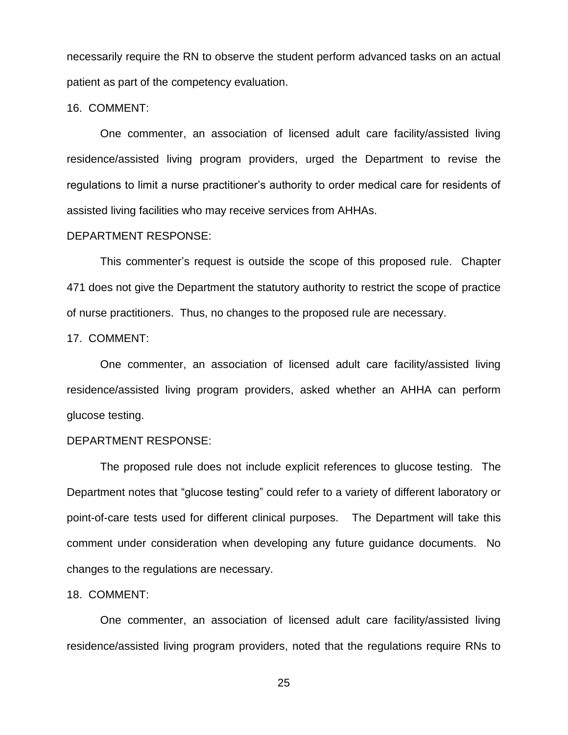necessarily require the RN to observe the student perform advanced tasks on an actual patient as part of the competency evaluation.

16. COMMENT:

One commenter, an association of licensed adult care facility/assisted living residence/assisted living program providers, urged the Department to revise the regulations to limit a nurse practitioner's authority to order medical care for residents of assisted living facilities who may receive services from AHHAs.

DEPARTMENT RESPONSE:

This commenter's request is outside the scope of this proposed rule. Chapter 471 does not give the Department the statutory authority to restrict the scope of practice of nurse practitioners. Thus, no changes to the proposed rule are necessary.

17. COMMENT:

One commenter, an association of licensed adult care facility/assisted living residence/assisted living program providers, asked whether an AHHA can perform glucose testing.

DEPARTMENT RESPONSE:

The proposed rule does not include explicit references to glucose testing. The Department notes that "glucose testing" could refer to a variety of different laboratory or point-of-care tests used for different clinical purposes. The Department will take this comment under consideration when developing any future guidance documents. No changes to the regulations are necessary.

18. COMMENT:

One commenter, an association of licensed adult care facility/assisted living residence/assisted living program providers, noted that the regulations require RNs to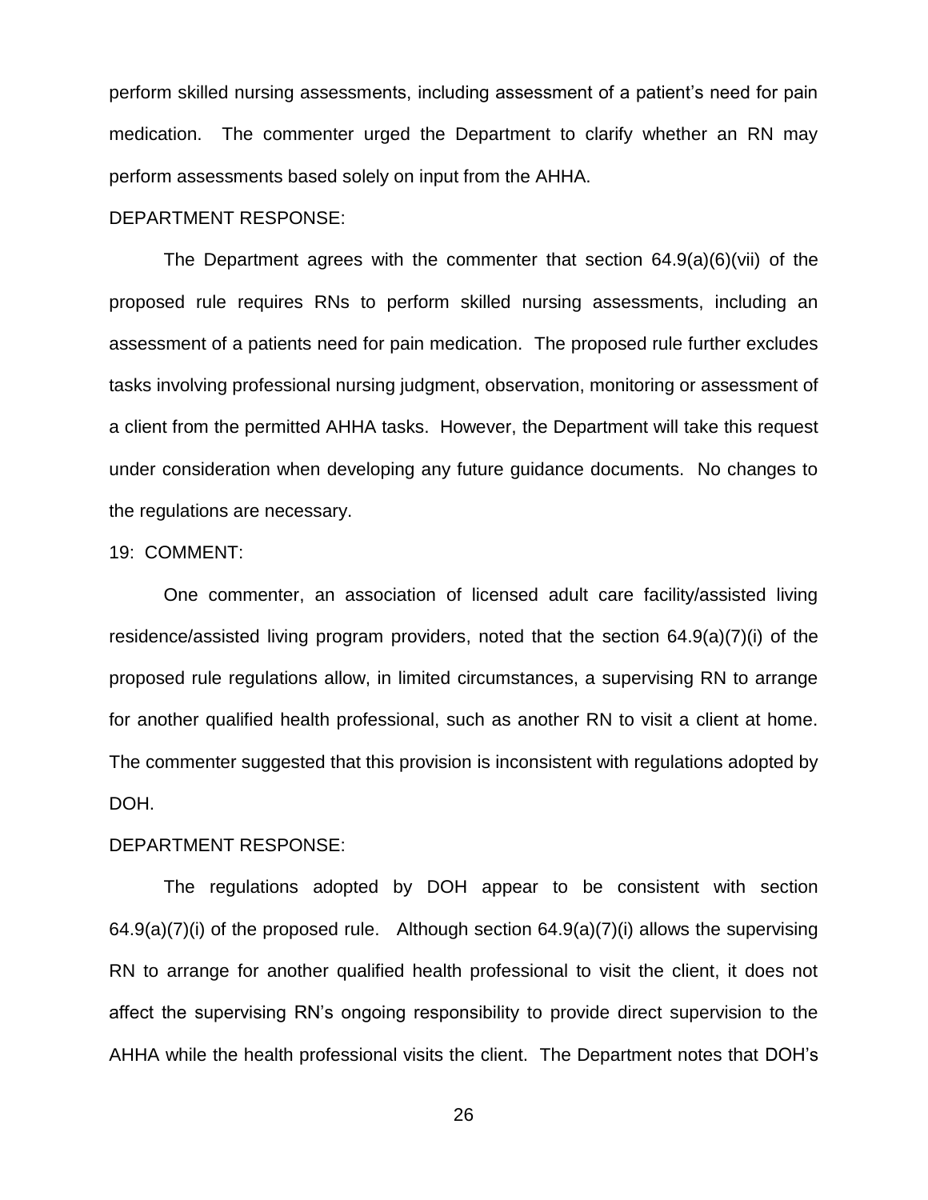perform skilled nursing assessments, including assessment of a patient's need for pain medication. The commenter urged the Department to clarify whether an RN may perform assessments based solely on input from the AHHA.

DEPARTMENT RESPONSE:

The Department agrees with the commenter that section 64.9(a)(6)(vii) of the proposed rule requires RNs to perform skilled nursing assessments, including an assessment of a patients need for pain medication. The proposed rule further excludes tasks involving professional nursing judgment, observation, monitoring or assessment of a client from the permitted AHHA tasks. However, the Department will take this request under consideration when developing any future guidance documents. No changes to the regulations are necessary.

19: COMMENT:

One commenter, an association of licensed adult care facility/assisted living residence/assisted living program providers, noted that the section 64.9(a)(7)(i) of the proposed rule regulations allow, in limited circumstances, a supervising RN to arrange for another qualified health professional, such as another RN to visit a client at home. The commenter suggested that this provision is inconsistent with regulations adopted by DOH.

DEPARTMENT RESPONSE:

The regulations adopted by DOH appear to be consistent with section 64.9(a)(7)(i) of the proposed rule. Although section 64.9(a)(7)(i) allows the supervising RN to arrange for another qualified health professional to visit the client, it does not affect the supervising RN's ongoing responsibility to provide direct supervision to the AHHA while the health professional visits the client. The Department notes that DOH's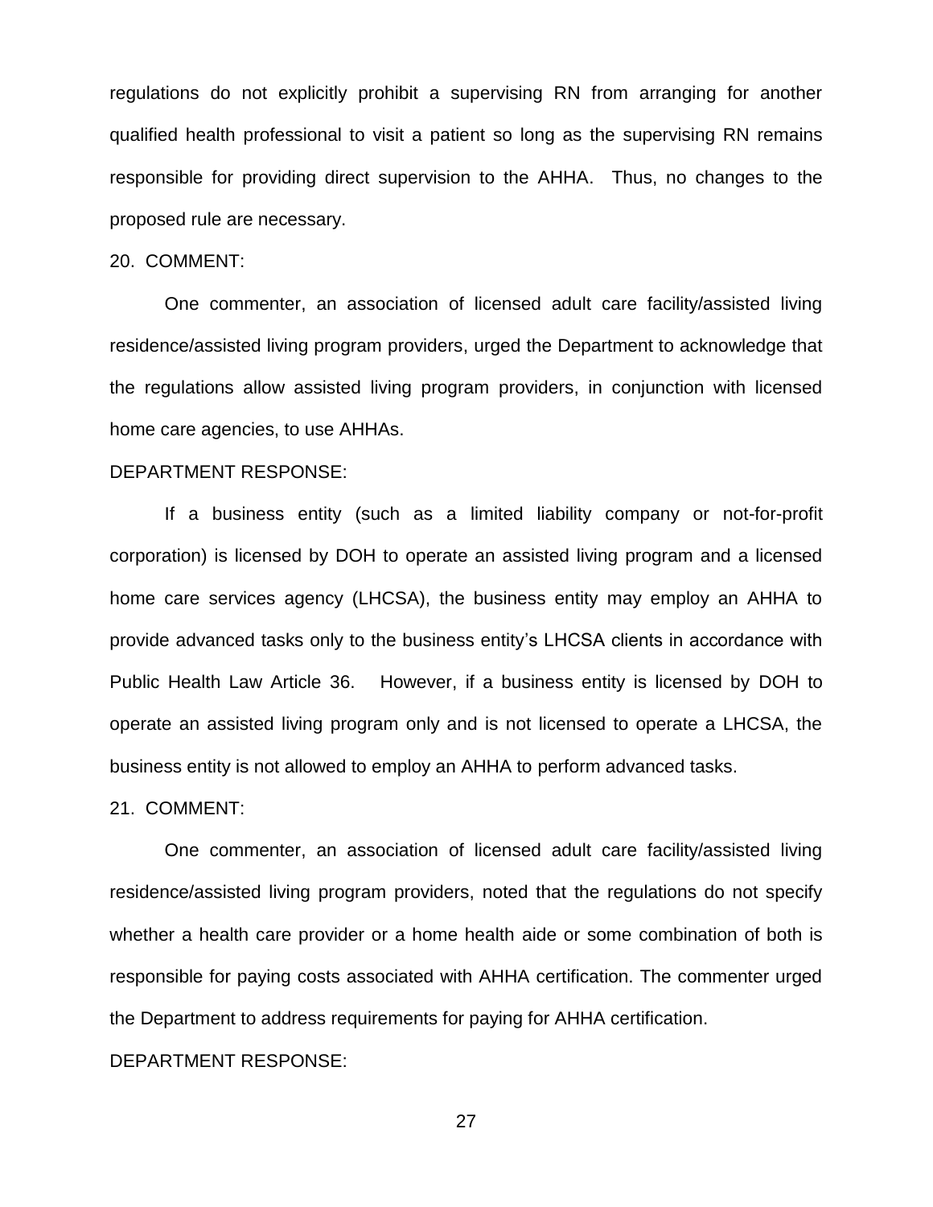regulations do not explicitly prohibit a supervising RN from arranging for another qualified health professional to visit a patient so long as the supervising RN remains responsible for providing direct supervision to the AHHA. Thus, no changes to the proposed rule are necessary.

20. COMMENT:

One commenter, an association of licensed adult care facility/assisted living residence/assisted living program providers, urged the Department to acknowledge that the regulations allow assisted living program providers, in conjunction with licensed home care agencies, to use AHHAs.

DEPARTMENT RESPONSE:

If a business entity (such as a limited liability company or not-for-profit corporation) is licensed by DOH to operate an assisted living program and a licensed home care services agency (LHCSA), the business entity may employ an AHHA to provide advanced tasks only to the business entity's LHCSA clients in accordance with Public Health Law Article 36. However, if a business entity is licensed by DOH to operate an assisted living program only and is not licensed to operate a LHCSA, the business entity is not allowed to employ an AHHA to perform advanced tasks.

21. COMMENT:

One commenter, an association of licensed adult care facility/assisted living residence/assisted living program providers, noted that the regulations do not specify whether a health care provider or a home health aide or some combination of both is responsible for paying costs associated with AHHA certification. The commenter urged the Department to address requirements for paying for AHHA certification.

DEPARTMENT RESPONSE: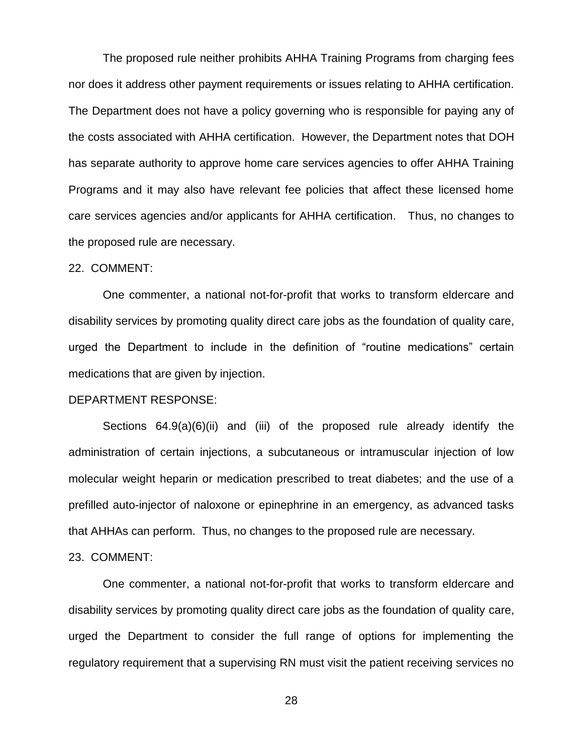The proposed rule neither prohibits AHHA Training Programs from charging fees nor does it address other payment requirements or issues relating to AHHA certification. The Department does not have a policy governing who is responsible for paying any of the costs associated with AHHA certification. However, the Department notes that DOH has separate authority to approve home care services agencies to offer AHHA Training Programs and it may also have relevant fee policies that affect these licensed home care services agencies and/or applicants for AHHA certification. Thus, no changes to the proposed rule are necessary.

22. COMMENT:

One commenter, a national not-for-profit that works to transform eldercare and disability services by promoting quality direct care jobs as the foundation of quality care, urged the Department to include in the definition of "routine medications" certain medications that are given by injection.

DEPARTMENT RESPONSE:

Sections 64.9(a)(6)(ii) and (iii) of the proposed rule already identify the administration of certain injections, a subcutaneous or intramuscular injection of low molecular weight heparin or medication prescribed to treat diabetes; and the use of a prefilled auto-injector of naloxone or epinephrine in an emergency, as advanced tasks that AHHAs can perform. Thus, no changes to the proposed rule are necessary.

23. COMMENT:

One commenter, a national not-for-profit that works to transform eldercare and disability services by promoting quality direct care jobs as the foundation of quality care, urged the Department to consider the full range of options for implementing the regulatory requirement that a supervising RN must visit the patient receiving services no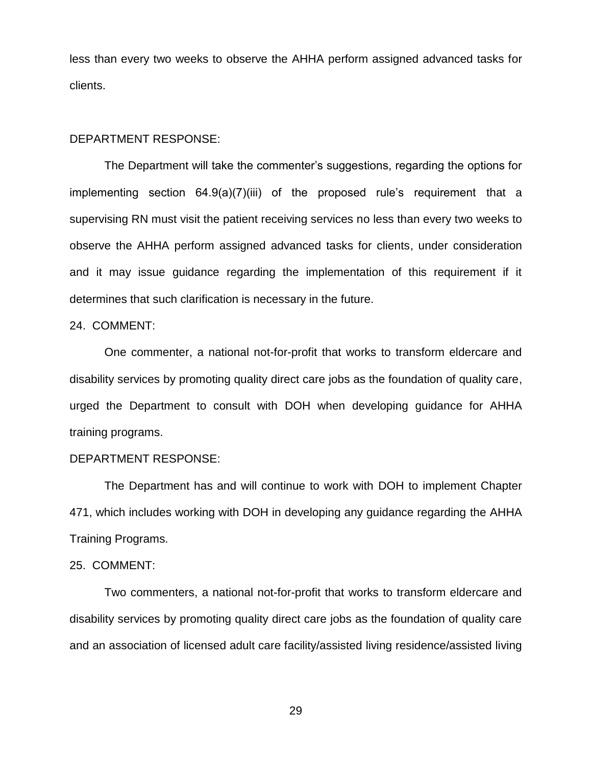less than every two weeks to observe the AHHA perform assigned advanced tasks for clients.

DEPARTMENT RESPONSE:

The Department will take the commenter's suggestions, regarding the options for implementing section 64.9(a)(7)(iii) of the proposed rule's requirement that a supervising RN must visit the patient receiving services no less than every two weeks to observe the AHHA perform assigned advanced tasks for clients, under consideration and it may issue guidance regarding the implementation of this requirement if it determines that such clarification is necessary in the future.

24. COMMENT:

One commenter, a national not-for-profit that works to transform eldercare and disability services by promoting quality direct care jobs as the foundation of quality care, urged the Department to consult with DOH when developing guidance for AHHA training programs.

DEPARTMENT RESPONSE:

The Department has and will continue to work with DOH to implement Chapter 471, which includes working with DOH in developing any guidance regarding the AHHA Training Programs.

25. COMMENT:

Two commenters, a national not-for-profit that works to transform eldercare and disability services by promoting quality direct care jobs as the foundation of quality care and an association of licensed adult care facility/assisted living residence/assisted living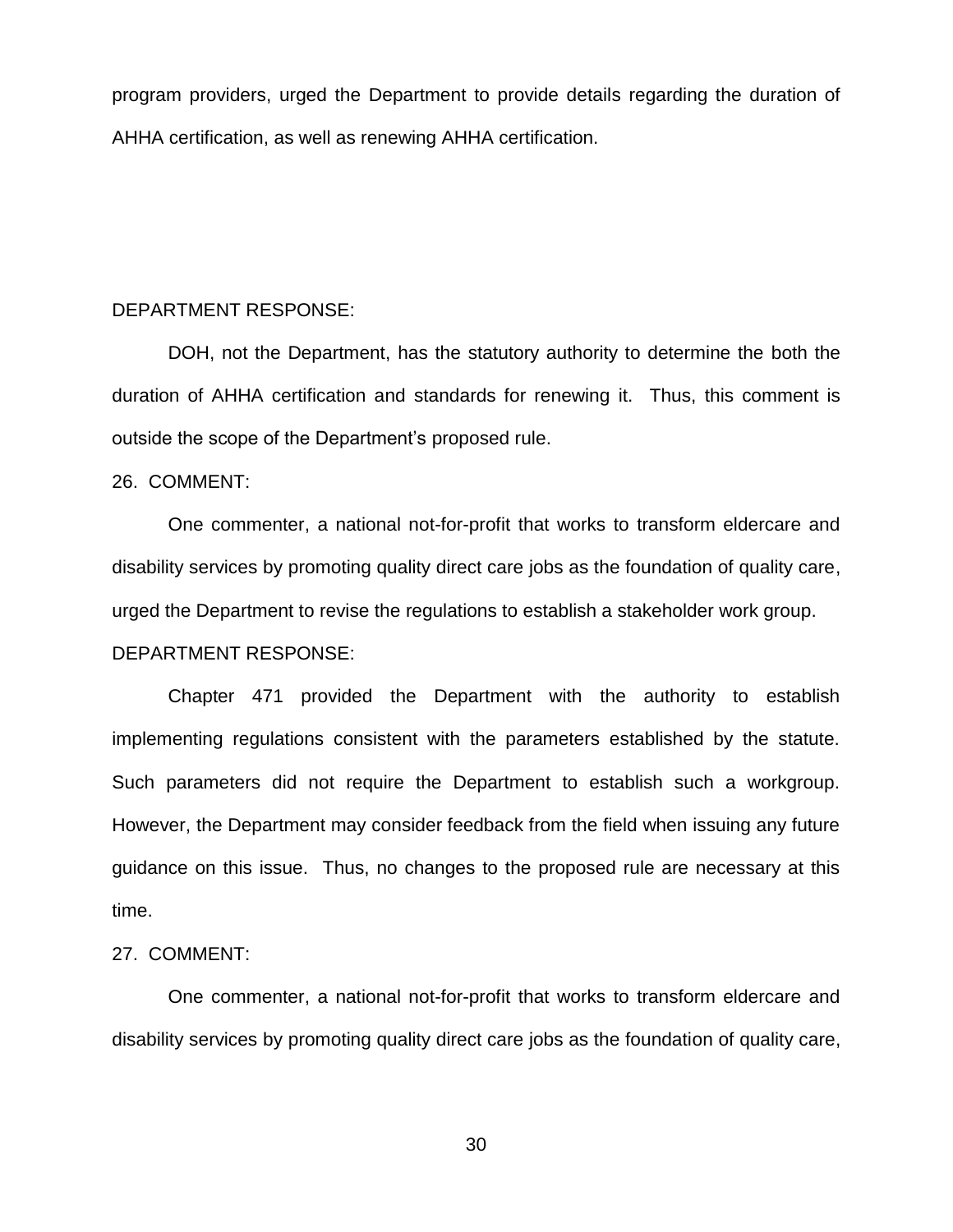program providers, urged the Department to provide details regarding the duration of AHHA certification, as well as renewing AHHA certification.

DEPARTMENT RESPONSE:

DOH, not the Department, has the statutory authority to determine the both the duration of AHHA certification and standards for renewing it. Thus, this comment is outside the scope of the Department's proposed rule.

26. COMMENT:

One commenter, a national not-for-profit that works to transform eldercare and disability services by promoting quality direct care jobs as the foundation of quality care, urged the Department to revise the regulations to establish a stakeholder work group.

DEPARTMENT RESPONSE:

Chapter 471 provided the Department with the authority to establish implementing regulations consistent with the parameters established by the statute. Such parameters did not require the Department to establish such a workgroup. However, the Department may consider feedback from the field when issuing any future guidance on this issue. Thus, no changes to the proposed rule are necessary at this time.

27. COMMENT:

One commenter, a national not-for-profit that works to transform eldercare and disability services by promoting quality direct care jobs as the foundation of quality care,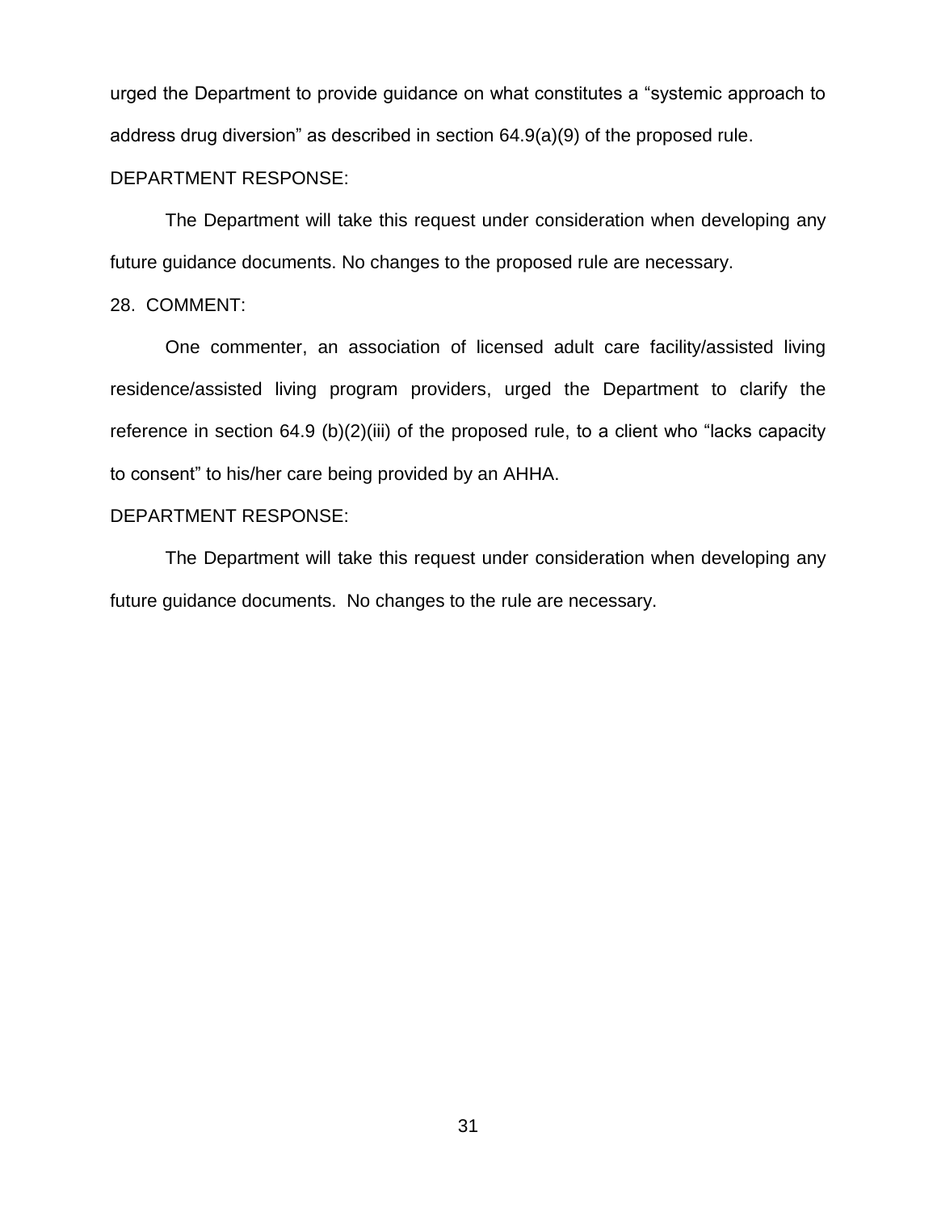urged the Department to provide guidance on what constitutes a "systemic approach to address drug diversion" as described in section 64.9(a)(9) of the proposed rule.

DEPARTMENT RESPONSE:

The Department will take this request under consideration when developing any future guidance documents. No changes to the proposed rule are necessary.

28. COMMENT:

One commenter, an association of licensed adult care facility/assisted living residence/assisted living program providers, urged the Department to clarify the reference in section 64.9 (b)(2)(iii) of the proposed rule, to a client who "lacks capacity to consent" to his/her care being provided by an AHHA.

DEPARTMENT RESPONSE:

The Department will take this request under consideration when developing any future guidance documents. No changes to the rule are necessary.